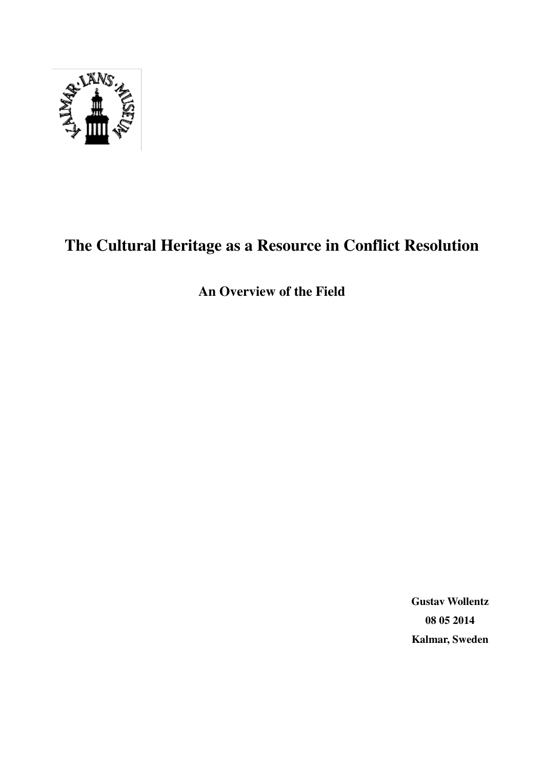# The Cultural Heritage as a Resource in Conflict Resolution

## An Overview of the Field

**Gustav Wollentz**
**08 05 2014**
**Kalmar, Sweden**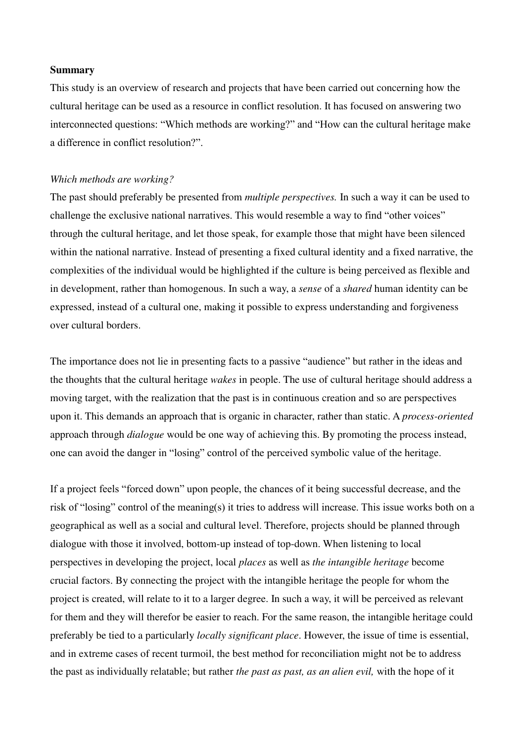**Summary**

This study is an overview of research and projects that have been carried out concerning how the cultural heritage can be used as a resource in conflict resolution. It has focused on answering two interconnected questions: "Which methods are working?" and "How can the cultural heritage make a difference in conflict resolution?".

*Which methods are working?*

The past should preferably be presented from *multiple perspectives.* In such a way it can be used to challenge the exclusive national narratives. This would resemble a way to find "other voices" through the cultural heritage, and let those speak, for example those that might have been silenced within the national narrative. Instead of presenting a fixed cultural identity and a fixed narrative, the complexities of the individual would be highlighted if the culture is being perceived as flexible and in development, rather than homogenous. In such a way, a *sense* of a *shared* human identity can be expressed, instead of a cultural one, making it possible to express understanding and forgiveness over cultural borders.

The importance does not lie in presenting facts to a passive "audience" but rather in the ideas and the thoughts that the cultural heritage *wakes* in people. The use of cultural heritage should address a moving target, with the realization that the past is in continuous creation and so are perspectives upon it. This demands an approach that is organic in character, rather than static. A *process-oriented* approach through *dialogue* would be one way of achieving this. By promoting the process instead, one can avoid the danger in "losing" control of the perceived symbolic value of the heritage.

If a project feels "forced down" upon people, the chances of it being successful decrease, and the risk of "losing" control of the meaning(s) it tries to address will increase. This issue works both on a geographical as well as a social and cultural level. Therefore, projects should be planned through dialogue with those it involved, bottom-up instead of top-down. When listening to local perspectives in developing the project, local *places* as well as *the intangible heritage* become crucial factors. By connecting the project with the intangible heritage the people for whom the project is created, will relate to it to a larger degree. In such a way, it will be perceived as relevant for them and they will therefor be easier to reach. For the same reason, the intangible heritage could preferably be tied to a particularly *locally significant place*. However, the issue of time is essential, and in extreme cases of recent turmoil, the best method for reconciliation might not be to address the past as individually relatable; but rather *the past as past, as an alien evil,* with the hope of it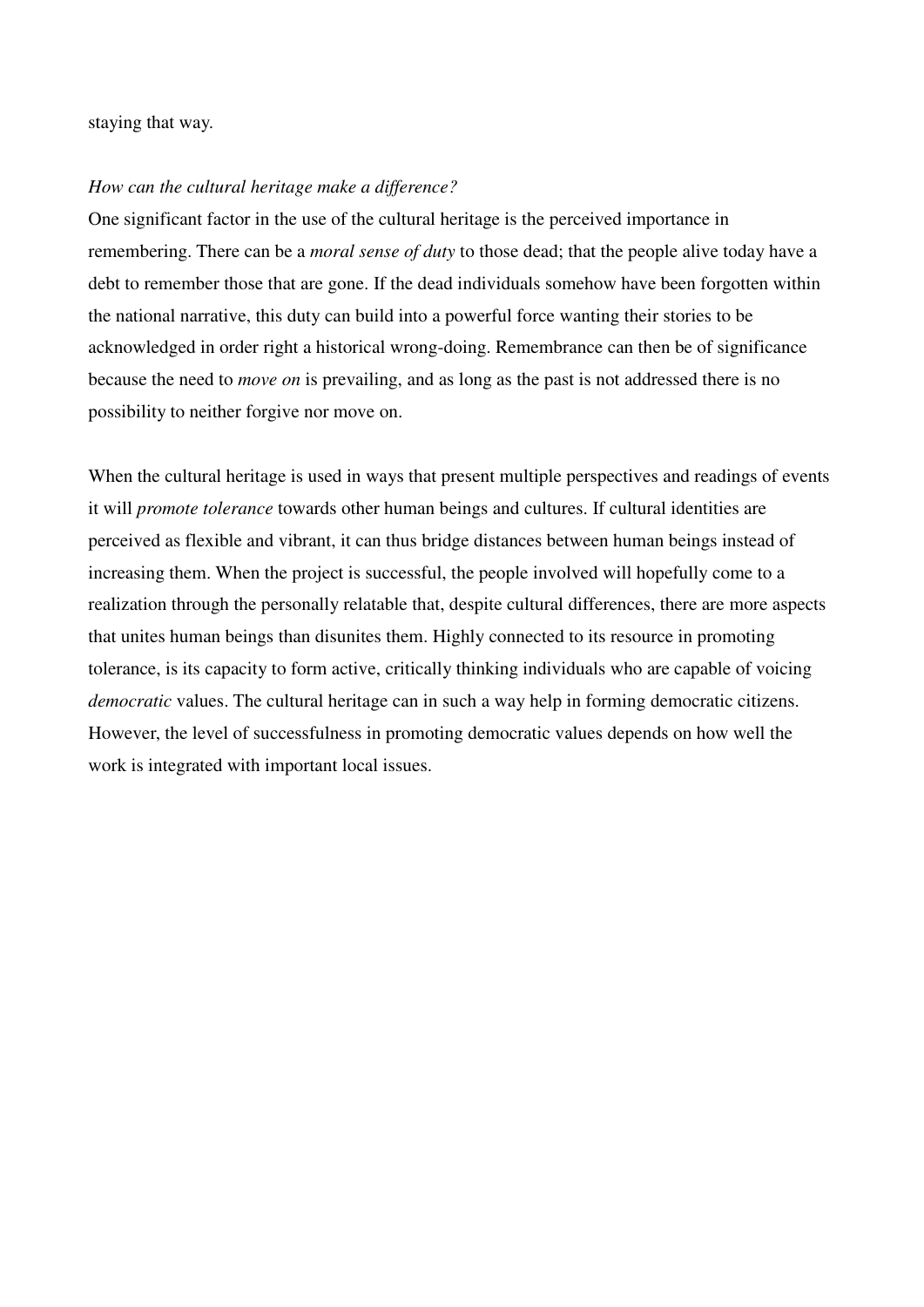staying that way.

*How can the cultural heritage make a difference?*

One significant factor in the use of the cultural heritage is the perceived importance in remembering. There can be a *moral sense of duty* to those dead; that the people alive today have a debt to remember those that are gone. If the dead individuals somehow have been forgotten within the national narrative, this duty can build into a powerful force wanting their stories to be acknowledged in order right a historical wrong-doing. Remembrance can then be of significance because the need to *move on* is prevailing, and as long as the past is not addressed there is no possibility to neither forgive nor move on.

When the cultural heritage is used in ways that present multiple perspectives and readings of events it will *promote tolerance* towards other human beings and cultures. If cultural identities are perceived as flexible and vibrant, it can thus bridge distances between human beings instead of increasing them. When the project is successful, the people involved will hopefully come to a realization through the personally relatable that, despite cultural differences, there are more aspects that unites human beings than disunites them. Highly connected to its resource in promoting tolerance, is its capacity to form active, critically thinking individuals who are capable of voicing *democratic* values. The cultural heritage can in such a way help in forming democratic citizens. However, the level of successfulness in promoting democratic values depends on how well the work is integrated with important local issues.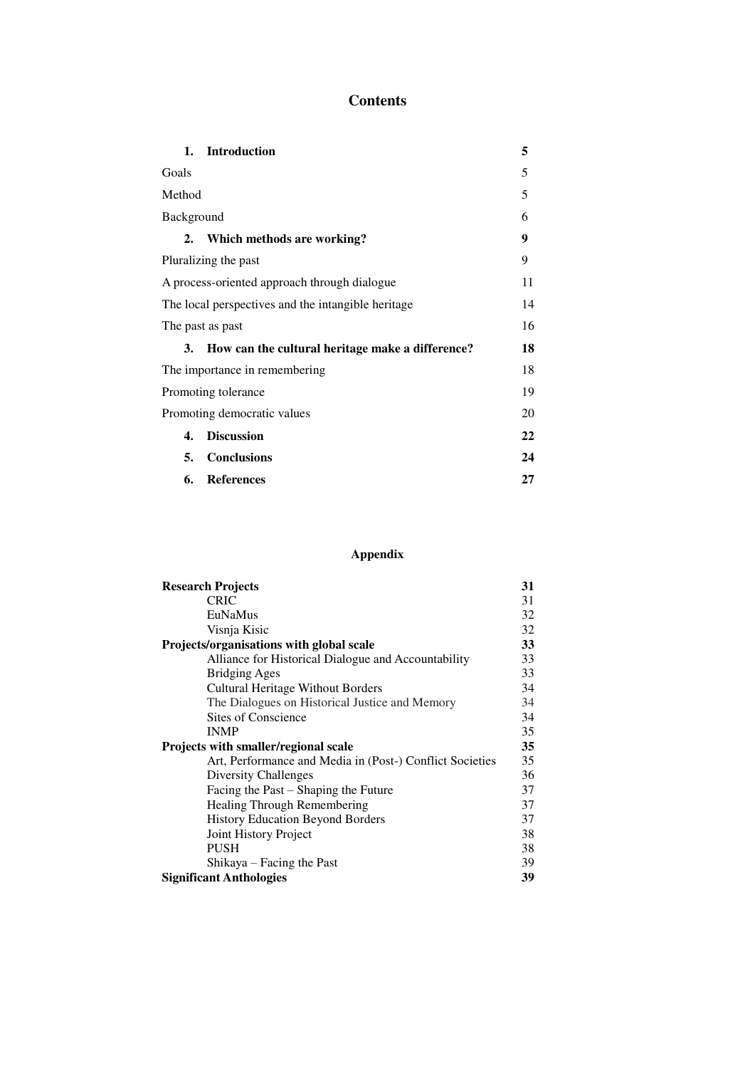# Contents

| | |
|---|---|
| **1. Introduction** | **5** |
| Goals | 5 |
| Method | 5 |
| Background | 6 |
| **2. Which methods are working?** | **9** |
| Pluralizing the past | 9 |
| A process-oriented approach through dialogue | 11 |
| The local perspectives and the intangible heritage | 14 |
| The past as past | 16 |
| **3. How can the cultural heritage make a difference?** | **18** |
| The importance in remembering | 18 |
| Promoting tolerance | 19 |
| Promoting democratic values | 20 |
| **4. Discussion** | **22** |
| **5. Conclusions** | **24** |
| **6. References** | **27** |

## Appendix

| | |
|---|---|
| **Research Projects** | **31** |
| CRIC | 31 |
| EuNaMus | 32 |
| Visnja Kisic | 32 |
| **Projects/organisations with global scale** | **33** |
| Alliance for Historical Dialogue and Accountability | 33 |
| Bridging Ages | 33 |
| Cultural Heritage Without Borders | 34 |
| The Dialogues on Historical Justice and Memory | 34 |
| Sites of Conscience | 34 |
| INMP | 35 |
| **Projects with smaller/regional scale** | **35** |
| Art, Performance and Media in (Post-) Conflict Societies | 35 |
| Diversity Challenges | 36 |
| Facing the Past – Shaping the Future | 37 |
| Healing Through Remembering | 37 |
| History Education Beyond Borders | 37 |
| Joint History Project | 38 |
| PUSH | 38 |
| Shikaya – Facing the Past | 39 |
| **Significant Anthologies** | **39** |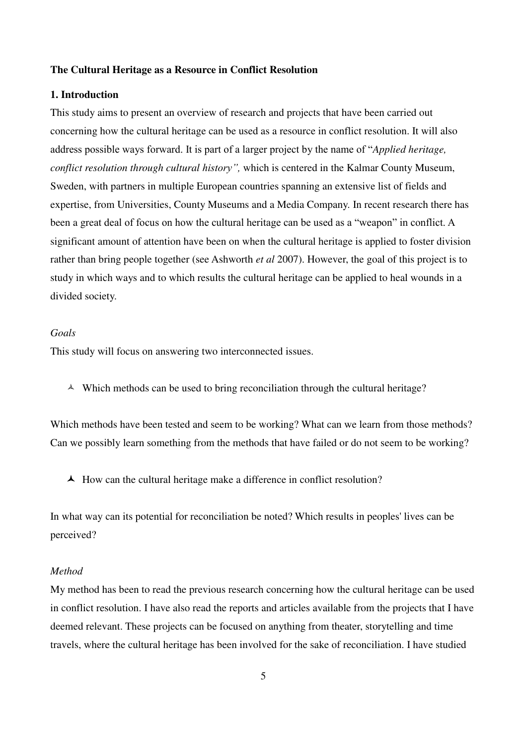**The Cultural Heritage as a Resource in Conflict Resolution**

## 1. Introduction

This study aims to present an overview of research and projects that have been carried out concerning how the cultural heritage can be used as a resource in conflict resolution. It will also address possible ways forward. It is part of a larger project by the name of "*Applied heritage, conflict resolution through cultural history",* which is centered in the Kalmar County Museum, Sweden, with partners in multiple European countries spanning an extensive list of fields and expertise, from Universities, County Museums and a Media Company. In recent research there has been a great deal of focus on how the cultural heritage can be used as a "weapon" in conflict. A significant amount of attention have been on when the cultural heritage is applied to foster division rather than bring people together (see Ashworth *et al* 2007). However, the goal of this project is to study in which ways and to which results the cultural heritage can be applied to heal wounds in a divided society.

*Goals*

This study will focus on answering two interconnected issues.

- Which methods can be used to bring reconciliation through the cultural heritage?

Which methods have been tested and seem to be working? What can we learn from those methods? Can we possibly learn something from the methods that have failed or do not seem to be working?

- How can the cultural heritage make a difference in conflict resolution?

In what way can its potential for reconciliation be noted? Which results in peoples' lives can be perceived?

*Method*

My method has been to read the previous research concerning how the cultural heritage can be used in conflict resolution. I have also read the reports and articles available from the projects that I have deemed relevant. These projects can be focused on anything from theater, storytelling and time travels, where the cultural heritage has been involved for the sake of reconciliation. I have studied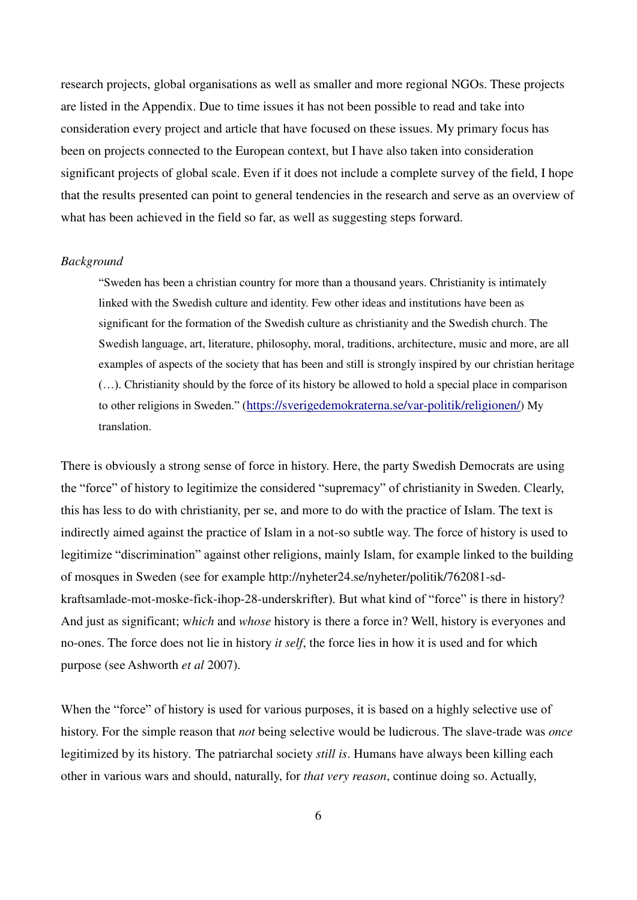research projects, global organisations as well as smaller and more regional NGOs. These projects are listed in the Appendix. Due to time issues it has not been possible to read and take into consideration every project and article that have focused on these issues. My primary focus has been on projects connected to the European context, but I have also taken into consideration significant projects of global scale. Even if it does not include a complete survey of the field, I hope that the results presented can point to general tendencies in the research and serve as an overview of what has been achieved in the field so far, as well as suggesting steps forward.

*Background*

> "Sweden has been a christian country for more than a thousand years. Christianity is intimately linked with the Swedish culture and identity. Few other ideas and institutions have been as significant for the formation of the Swedish culture as christianity and the Swedish church. The Swedish language, art, literature, philosophy, moral, traditions, architecture, music and more, are all examples of aspects of the society that has been and still is strongly inspired by our christian heritage (…). Christianity should by the force of its history be allowed to hold a special place in comparison to other religions in Sweden." (https://sverigedemokraterna.se/var-politik/religionen/) My translation.

There is obviously a strong sense of force in history. Here, the party Swedish Democrats are using the "force" of history to legitimize the considered "supremacy" of christianity in Sweden. Clearly, this has less to do with christianity, per se, and more to do with the practice of Islam. The text is indirectly aimed against the practice of Islam in a not-so subtle way. The force of history is used to legitimize "discrimination" against other religions, mainly Islam, for example linked to the building of mosques in Sweden (see for example http://nyheter24.se/nyheter/politik/762081-sd-kraftsamlade-mot-moske-fick-ihop-28-underskrifter). But what kind of "force" is there in history? And just as significant; w*hich* and *whose* history is there a force in? Well, history is everyones and no-ones. The force does not lie in history *it self*, the force lies in how it is used and for which purpose (see Ashworth *et al* 2007).

When the "force" of history is used for various purposes, it is based on a highly selective use of history. For the simple reason that *not* being selective would be ludicrous. The slave-trade was *once* legitimized by its history. The patriarchal society *still is*. Humans have always been killing each other in various wars and should, naturally, for *that very reason*, continue doing so. Actually,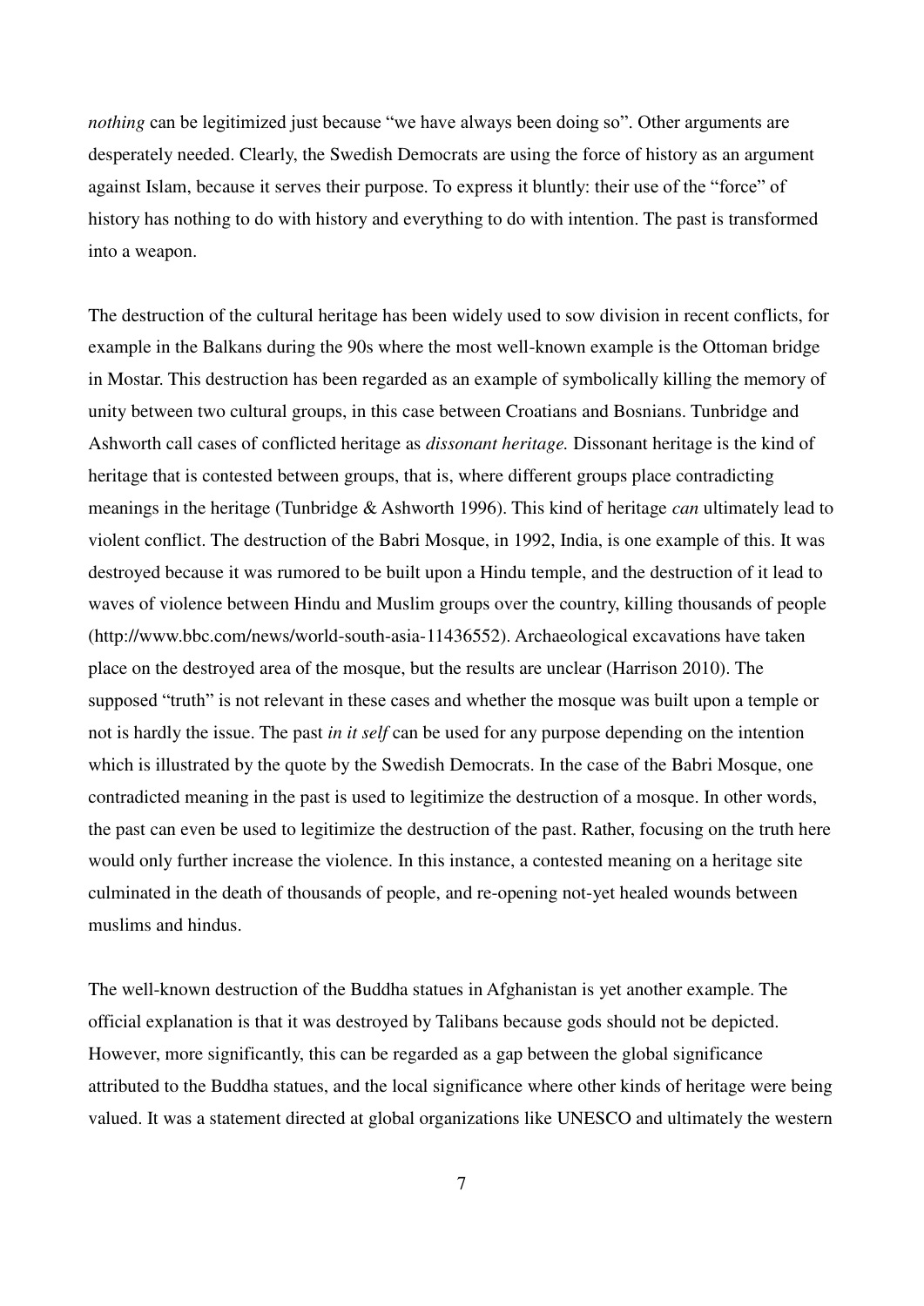*nothing* can be legitimized just because "we have always been doing so". Other arguments are desperately needed. Clearly, the Swedish Democrats are using the force of history as an argument against Islam, because it serves their purpose. To express it bluntly: their use of the "force" of history has nothing to do with history and everything to do with intention. The past is transformed into a weapon.

The destruction of the cultural heritage has been widely used to sow division in recent conflicts, for example in the Balkans during the 90s where the most well-known example is the Ottoman bridge in Mostar. This destruction has been regarded as an example of symbolically killing the memory of unity between two cultural groups, in this case between Croatians and Bosnians. Tunbridge and Ashworth call cases of conflicted heritage as *dissonant heritage.* Dissonant heritage is the kind of heritage that is contested between groups, that is, where different groups place contradicting meanings in the heritage (Tunbridge & Ashworth 1996). This kind of heritage *can* ultimately lead to violent conflict. The destruction of the Babri Mosque, in 1992, India, is one example of this. It was destroyed because it was rumored to be built upon a Hindu temple, and the destruction of it lead to waves of violence between Hindu and Muslim groups over the country, killing thousands of people (http://www.bbc.com/news/world-south-asia-11436552). Archaeological excavations have taken place on the destroyed area of the mosque, but the results are unclear (Harrison 2010). The supposed "truth" is not relevant in these cases and whether the mosque was built upon a temple or not is hardly the issue. The past *in it self* can be used for any purpose depending on the intention which is illustrated by the quote by the Swedish Democrats. In the case of the Babri Mosque, one contradicted meaning in the past is used to legitimize the destruction of a mosque. In other words, the past can even be used to legitimize the destruction of the past. Rather, focusing on the truth here would only further increase the violence. In this instance, a contested meaning on a heritage site culminated in the death of thousands of people, and re-opening not-yet healed wounds between muslims and hindus.

The well-known destruction of the Buddha statues in Afghanistan is yet another example. The official explanation is that it was destroyed by Talibans because gods should not be depicted. However, more significantly, this can be regarded as a gap between the global significance attributed to the Buddha statues, and the local significance where other kinds of heritage were being valued. It was a statement directed at global organizations like UNESCO and ultimately the western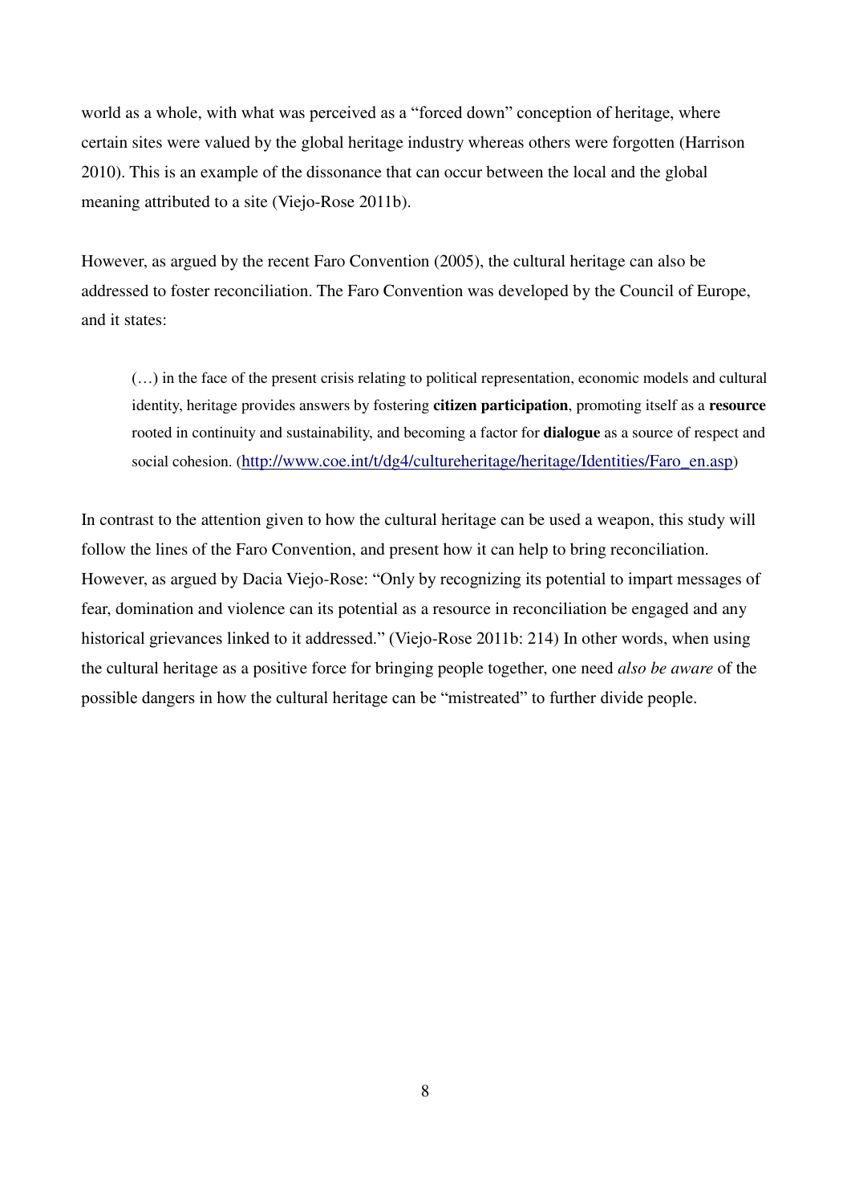world as a whole, with what was perceived as a "forced down" conception of heritage, where certain sites were valued by the global heritage industry whereas others were forgotten (Harrison 2010). This is an example of the dissonance that can occur between the local and the global meaning attributed to a site (Viejo-Rose 2011b).

However, as argued by the recent Faro Convention (2005), the cultural heritage can also be addressed to foster reconciliation. The Faro Convention was developed by the Council of Europe, and it states:

> (…) in the face of the present crisis relating to political representation, economic models and cultural identity, heritage provides answers by fostering **citizen participation**, promoting itself as a **resource** rooted in continuity and sustainability, and becoming a factor for **dialogue** as a source of respect and social cohesion. (http://www.coe.int/t/dg4/cultureheritage/heritage/Identities/Faro_en.asp)

In contrast to the attention given to how the cultural heritage can be used a weapon, this study will follow the lines of the Faro Convention, and present how it can help to bring reconciliation. However, as argued by Dacia Viejo-Rose: "Only by recognizing its potential to impart messages of fear, domination and violence can its potential as a resource in reconciliation be engaged and any historical grievances linked to it addressed." (Viejo-Rose 2011b: 214) In other words, when using the cultural heritage as a positive force for bringing people together, one need *also be aware* of the possible dangers in how the cultural heritage can be "mistreated" to further divide people.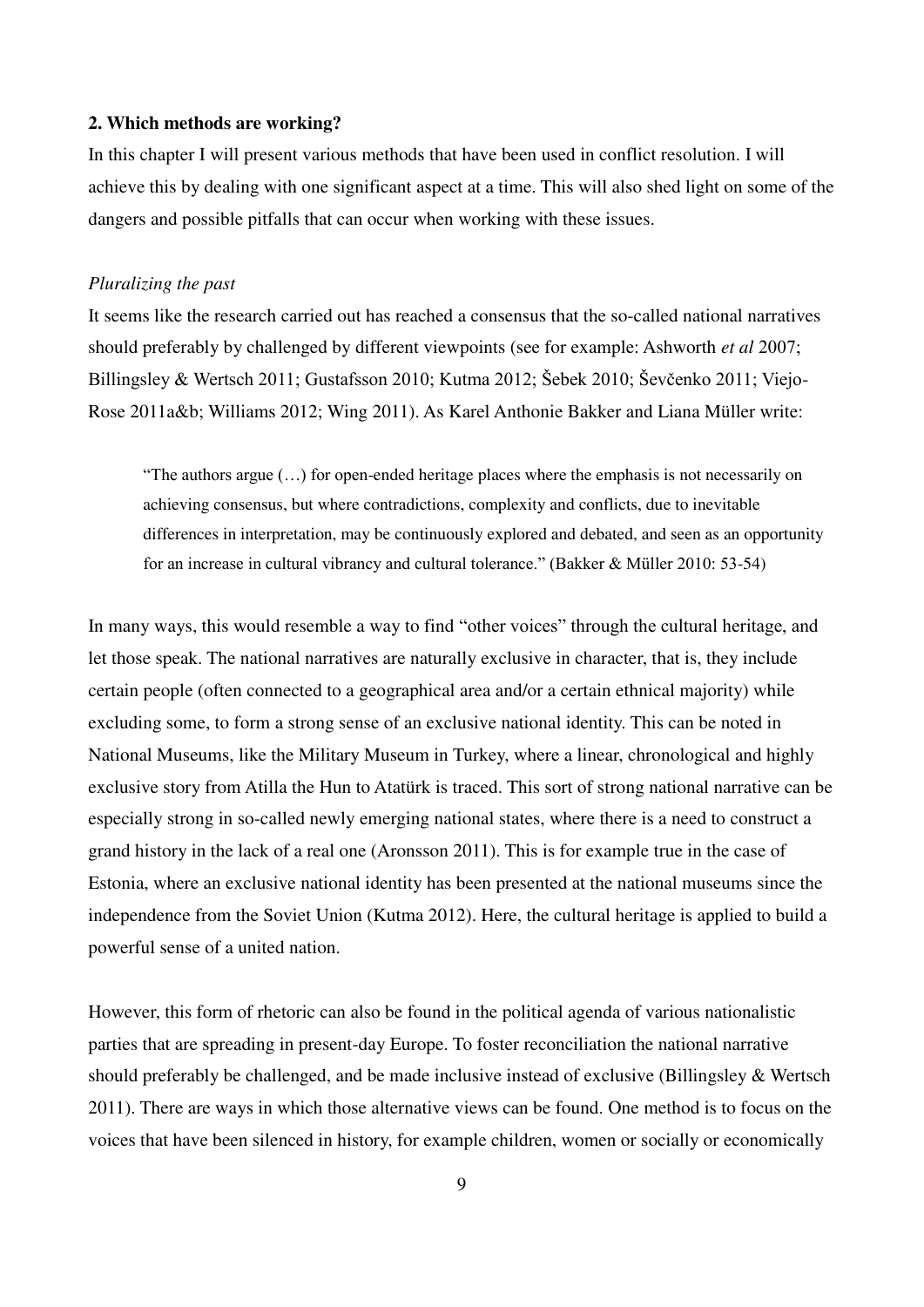**2. Which methods are working?**

In this chapter I will present various methods that have been used in conflict resolution. I will achieve this by dealing with one significant aspect at a time. This will also shed light on some of the dangers and possible pitfalls that can occur when working with these issues.

*Pluralizing the past*

It seems like the research carried out has reached a consensus that the so-called national narratives should preferably by challenged by different viewpoints (see for example: Ashworth *et al* 2007; Billingsley & Wertsch 2011; Gustafsson 2010; Kutma 2012; Šebek 2010; Ševčenko 2011; Viejo-Rose 2011a&b; Williams 2012; Wing 2011). As Karel Anthonie Bakker and Liana Müller write:

> "The authors argue (…) for open-ended heritage places where the emphasis is not necessarily on achieving consensus, but where contradictions, complexity and conflicts, due to inevitable differences in interpretation, may be continuously explored and debated, and seen as an opportunity for an increase in cultural vibrancy and cultural tolerance." (Bakker & Müller 2010: 53-54)

In many ways, this would resemble a way to find "other voices" through the cultural heritage, and let those speak. The national narratives are naturally exclusive in character, that is, they include certain people (often connected to a geographical area and/or a certain ethnical majority) while excluding some, to form a strong sense of an exclusive national identity. This can be noted in National Museums, like the Military Museum in Turkey, where a linear, chronological and highly exclusive story from Atilla the Hun to Atatürk is traced. This sort of strong national narrative can be especially strong in so-called newly emerging national states, where there is a need to construct a grand history in the lack of a real one (Aronsson 2011). This is for example true in the case of Estonia, where an exclusive national identity has been presented at the national museums since the independence from the Soviet Union (Kutma 2012). Here, the cultural heritage is applied to build a powerful sense of a united nation.

However, this form of rhetoric can also be found in the political agenda of various nationalistic parties that are spreading in present-day Europe. To foster reconciliation the national narrative should preferably be challenged, and be made inclusive instead of exclusive (Billingsley & Wertsch 2011). There are ways in which those alternative views can be found. One method is to focus on the voices that have been silenced in history, for example children, women or socially or economically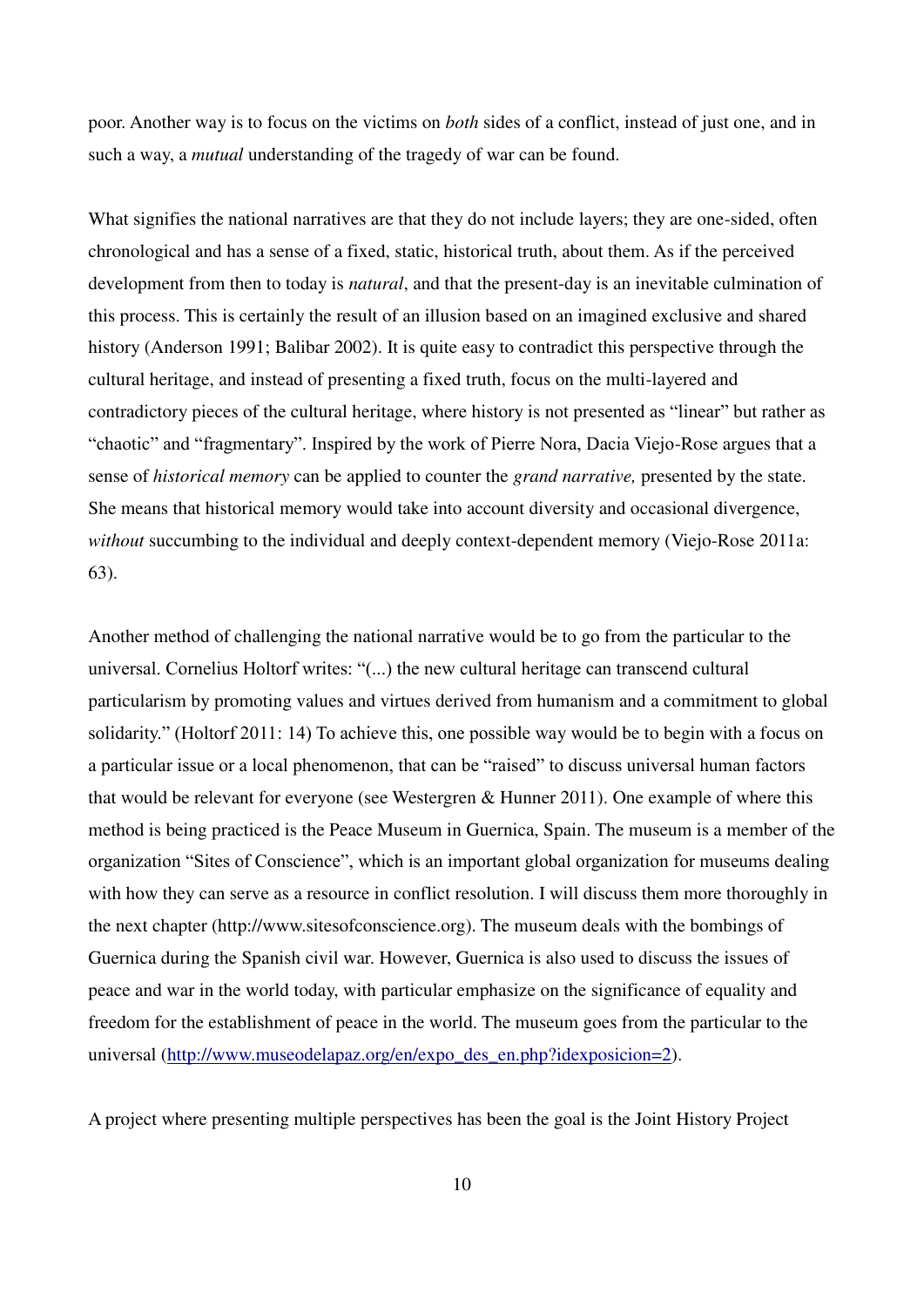poor. Another way is to focus on the victims on *both* sides of a conflict, instead of just one, and in such a way, a *mutual* understanding of the tragedy of war can be found.

What signifies the national narratives are that they do not include layers; they are one-sided, often chronological and has a sense of a fixed, static, historical truth, about them. As if the perceived development from then to today is *natural*, and that the present-day is an inevitable culmination of this process. This is certainly the result of an illusion based on an imagined exclusive and shared history (Anderson 1991; Balibar 2002). It is quite easy to contradict this perspective through the cultural heritage, and instead of presenting a fixed truth, focus on the multi-layered and contradictory pieces of the cultural heritage, where history is not presented as "linear" but rather as "chaotic" and "fragmentary". Inspired by the work of Pierre Nora, Dacia Viejo-Rose argues that a sense of *historical memory* can be applied to counter the *grand narrative,* presented by the state. She means that historical memory would take into account diversity and occasional divergence, *without* succumbing to the individual and deeply context-dependent memory (Viejo-Rose 2011a: 63).

Another method of challenging the national narrative would be to go from the particular to the universal. Cornelius Holtorf writes: "(...) the new cultural heritage can transcend cultural particularism by promoting values and virtues derived from humanism and a commitment to global solidarity." (Holtorf 2011: 14) To achieve this, one possible way would be to begin with a focus on a particular issue or a local phenomenon, that can be "raised" to discuss universal human factors that would be relevant for everyone (see Westergren & Hunner 2011). One example of where this method is being practiced is the Peace Museum in Guernica, Spain. The museum is a member of the organization "Sites of Conscience", which is an important global organization for museums dealing with how they can serve as a resource in conflict resolution. I will discuss them more thoroughly in the next chapter (http://www.sitesofconscience.org). The museum deals with the bombings of Guernica during the Spanish civil war. However, Guernica is also used to discuss the issues of peace and war in the world today, with particular emphasize on the significance of equality and freedom for the establishment of peace in the world. The museum goes from the particular to the universal (http://www.museodelapaz.org/en/expo_des_en.php?idexposicion=2).

A project where presenting multiple perspectives has been the goal is the Joint History Project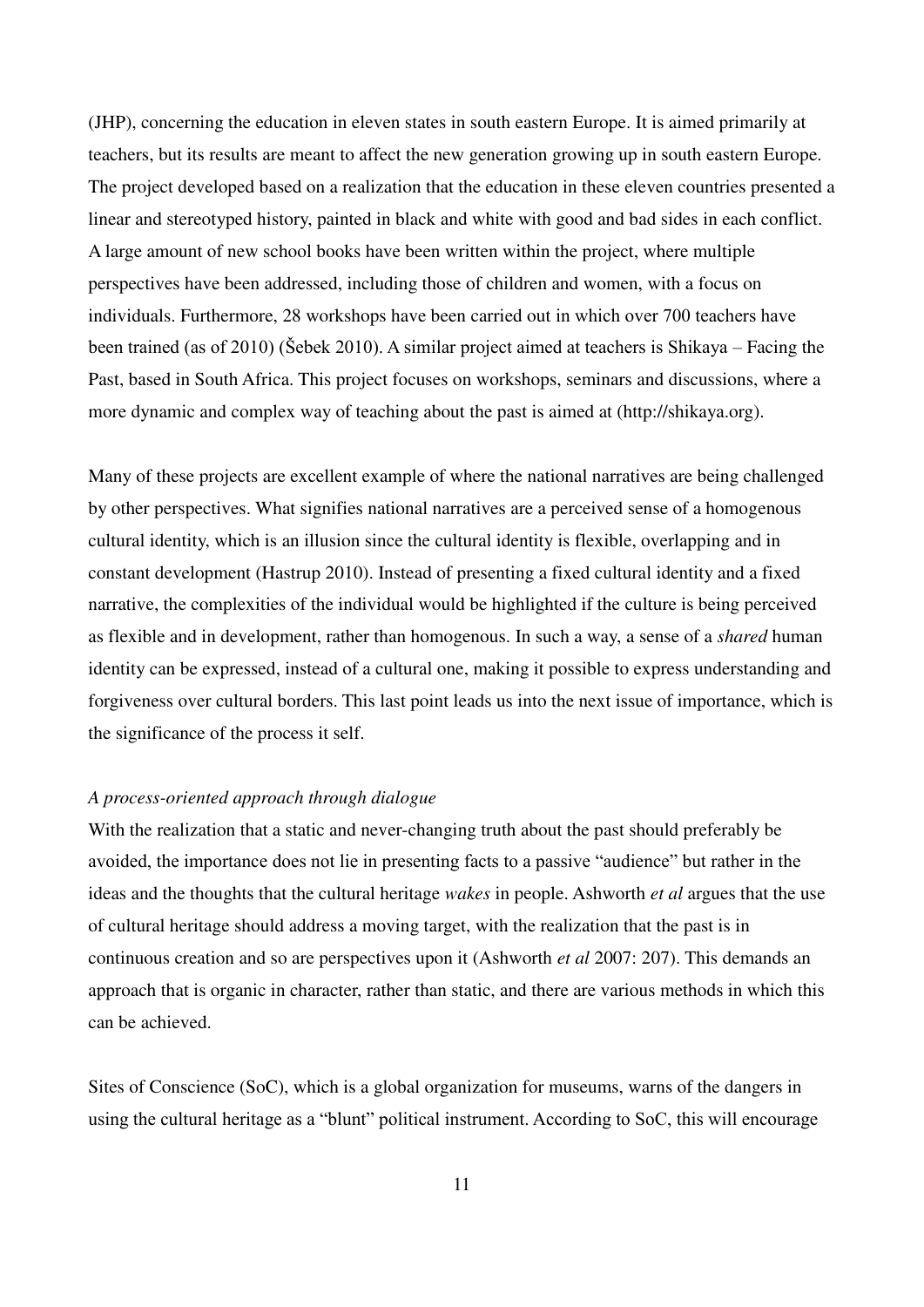(JHP), concerning the education in eleven states in south eastern Europe. It is aimed primarily at teachers, but its results are meant to affect the new generation growing up in south eastern Europe. The project developed based on a realization that the education in these eleven countries presented a linear and stereotyped history, painted in black and white with good and bad sides in each conflict. A large amount of new school books have been written within the project, where multiple perspectives have been addressed, including those of children and women, with a focus on individuals. Furthermore, 28 workshops have been carried out in which over 700 teachers have been trained (as of 2010) (Šebek 2010). A similar project aimed at teachers is Shikaya – Facing the Past, based in South Africa. This project focuses on workshops, seminars and discussions, where a more dynamic and complex way of teaching about the past is aimed at (http://shikaya.org).

Many of these projects are excellent example of where the national narratives are being challenged by other perspectives. What signifies national narratives are a perceived sense of a homogenous cultural identity, which is an illusion since the cultural identity is flexible, overlapping and in constant development (Hastrup 2010). Instead of presenting a fixed cultural identity and a fixed narrative, the complexities of the individual would be highlighted if the culture is being perceived as flexible and in development, rather than homogenous. In such a way, a sense of a *shared* human identity can be expressed, instead of a cultural one, making it possible to express understanding and forgiveness over cultural borders. This last point leads us into the next issue of importance, which is the significance of the process it self.

*A process-oriented approach through dialogue*

With the realization that a static and never-changing truth about the past should preferably be avoided, the importance does not lie in presenting facts to a passive "audience" but rather in the ideas and the thoughts that the cultural heritage *wakes* in people. Ashworth *et al* argues that the use of cultural heritage should address a moving target, with the realization that the past is in continuous creation and so are perspectives upon it (Ashworth *et al* 2007: 207). This demands an approach that is organic in character, rather than static, and there are various methods in which this can be achieved.

Sites of Conscience (SoC), which is a global organization for museums, warns of the dangers in using the cultural heritage as a "blunt" political instrument. According to SoC, this will encourage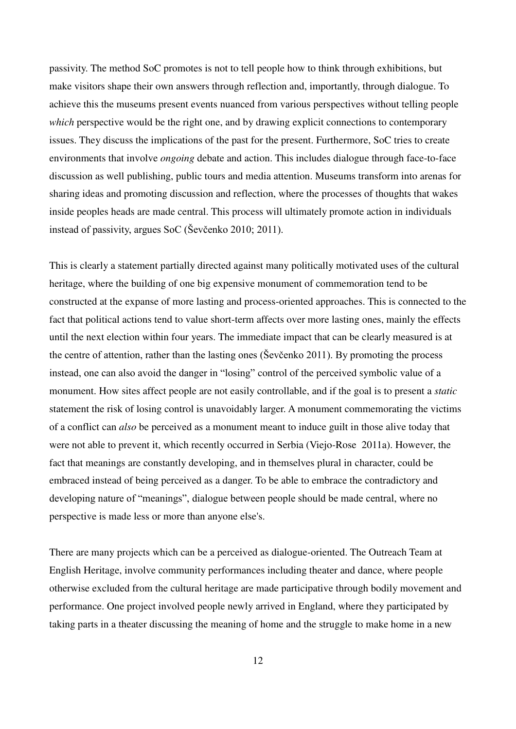passivity. The method SoC promotes is not to tell people how to think through exhibitions, but make visitors shape their own answers through reflection and, importantly, through dialogue. To achieve this the museums present events nuanced from various perspectives without telling people *which* perspective would be the right one, and by drawing explicit connections to contemporary issues. They discuss the implications of the past for the present. Furthermore, SoC tries to create environments that involve *ongoing* debate and action. This includes dialogue through face-to-face discussion as well publishing, public tours and media attention. Museums transform into arenas for sharing ideas and promoting discussion and reflection, where the processes of thoughts that wakes inside peoples heads are made central. This process will ultimately promote action in individuals instead of passivity, argues SoC (Ševčenko 2010; 2011).

This is clearly a statement partially directed against many politically motivated uses of the cultural heritage, where the building of one big expensive monument of commemoration tend to be constructed at the expanse of more lasting and process-oriented approaches. This is connected to the fact that political actions tend to value short-term affects over more lasting ones, mainly the effects until the next election within four years. The immediate impact that can be clearly measured is at the centre of attention, rather than the lasting ones (Ševčenko 2011). By promoting the process instead, one can also avoid the danger in "losing" control of the perceived symbolic value of a monument. How sites affect people are not easily controllable, and if the goal is to present a *static* statement the risk of losing control is unavoidably larger. A monument commemorating the victims of a conflict can *also* be perceived as a monument meant to induce guilt in those alive today that were not able to prevent it, which recently occurred in Serbia (Viejo-Rose 2011a). However, the fact that meanings are constantly developing, and in themselves plural in character, could be embraced instead of being perceived as a danger. To be able to embrace the contradictory and developing nature of "meanings", dialogue between people should be made central, where no perspective is made less or more than anyone else's.

There are many projects which can be a perceived as dialogue-oriented. The Outreach Team at English Heritage, involve community performances including theater and dance, where people otherwise excluded from the cultural heritage are made participative through bodily movement and performance. One project involved people newly arrived in England, where they participated by taking parts in a theater discussing the meaning of home and the struggle to make home in a new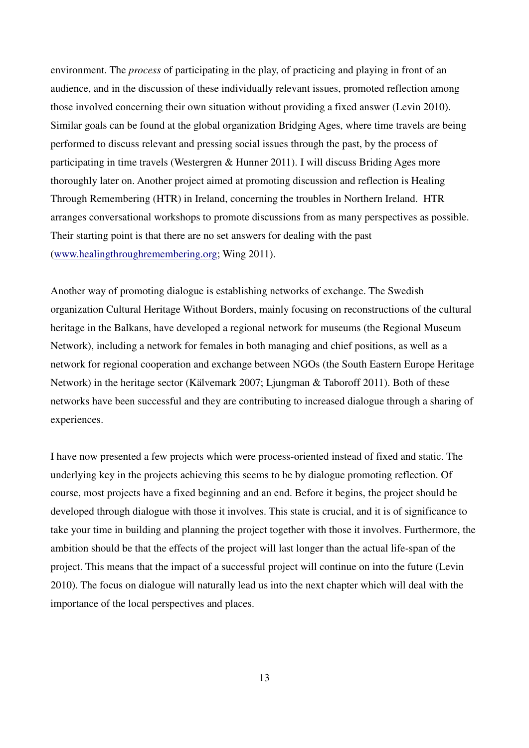environment. The *process* of participating in the play, of practicing and playing in front of an audience, and in the discussion of these individually relevant issues, promoted reflection among those involved concerning their own situation without providing a fixed answer (Levin 2010). Similar goals can be found at the global organization Bridging Ages, where time travels are being performed to discuss relevant and pressing social issues through the past, by the process of participating in time travels (Westergren & Hunner 2011). I will discuss Briding Ages more thoroughly later on. Another project aimed at promoting discussion and reflection is Healing Through Remembering (HTR) in Ireland, concerning the troubles in Northern Ireland. HTR arranges conversational workshops to promote discussions from as many perspectives as possible. Their starting point is that there are no set answers for dealing with the past (www.healingthroughremembering.org; Wing 2011).

Another way of promoting dialogue is establishing networks of exchange. The Swedish organization Cultural Heritage Without Borders, mainly focusing on reconstructions of the cultural heritage in the Balkans, have developed a regional network for museums (the Regional Museum Network), including a network for females in both managing and chief positions, as well as a network for regional cooperation and exchange between NGOs (the South Eastern Europe Heritage Network) in the heritage sector (Kälvemark 2007; Ljungman & Taboroff 2011). Both of these networks have been successful and they are contributing to increased dialogue through a sharing of experiences.

I have now presented a few projects which were process-oriented instead of fixed and static. The underlying key in the projects achieving this seems to be by dialogue promoting reflection. Of course, most projects have a fixed beginning and an end. Before it begins, the project should be developed through dialogue with those it involves. This state is crucial, and it is of significance to take your time in building and planning the project together with those it involves. Furthermore, the ambition should be that the effects of the project will last longer than the actual life-span of the project. This means that the impact of a successful project will continue on into the future (Levin 2010). The focus on dialogue will naturally lead us into the next chapter which will deal with the importance of the local perspectives and places.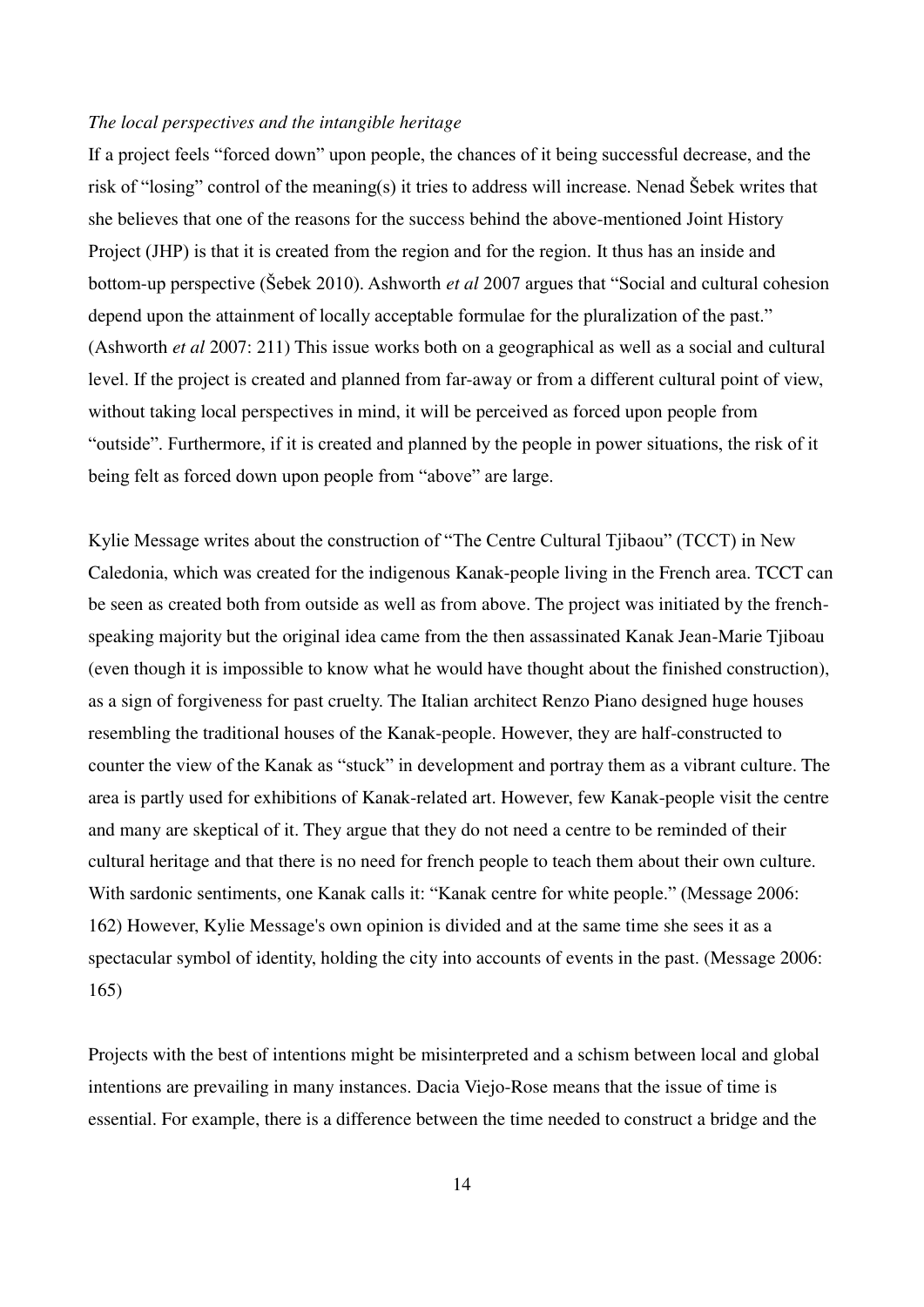*The local perspectives and the intangible heritage*

If a project feels "forced down" upon people, the chances of it being successful decrease, and the risk of "losing" control of the meaning(s) it tries to address will increase. Nenad Šebek writes that she believes that one of the reasons for the success behind the above-mentioned Joint History Project (JHP) is that it is created from the region and for the region. It thus has an inside and bottom-up perspective (Šebek 2010). Ashworth *et al* 2007 argues that "Social and cultural cohesion depend upon the attainment of locally acceptable formulae for the pluralization of the past." (Ashworth *et al* 2007: 211) This issue works both on a geographical as well as a social and cultural level. If the project is created and planned from far-away or from a different cultural point of view, without taking local perspectives in mind, it will be perceived as forced upon people from "outside". Furthermore, if it is created and planned by the people in power situations, the risk of it being felt as forced down upon people from "above" are large.

Kylie Message writes about the construction of "The Centre Cultural Tjibaou" (TCCT) in New Caledonia, which was created for the indigenous Kanak-people living in the French area. TCCT can be seen as created both from outside as well as from above. The project was initiated by the french-speaking majority but the original idea came from the then assassinated Kanak Jean-Marie Tjiboau (even though it is impossible to know what he would have thought about the finished construction), as a sign of forgiveness for past cruelty. The Italian architect Renzo Piano designed huge houses resembling the traditional houses of the Kanak-people. However, they are half-constructed to counter the view of the Kanak as "stuck" in development and portray them as a vibrant culture. The area is partly used for exhibitions of Kanak-related art. However, few Kanak-people visit the centre and many are skeptical of it. They argue that they do not need a centre to be reminded of their cultural heritage and that there is no need for french people to teach them about their own culture. With sardonic sentiments, one Kanak calls it: "Kanak centre for white people." (Message 2006: 162) However, Kylie Message's own opinion is divided and at the same time she sees it as a spectacular symbol of identity, holding the city into accounts of events in the past. (Message 2006: 165)

Projects with the best of intentions might be misinterpreted and a schism between local and global intentions are prevailing in many instances. Dacia Viejo-Rose means that the issue of time is essential. For example, there is a difference between the time needed to construct a bridge and the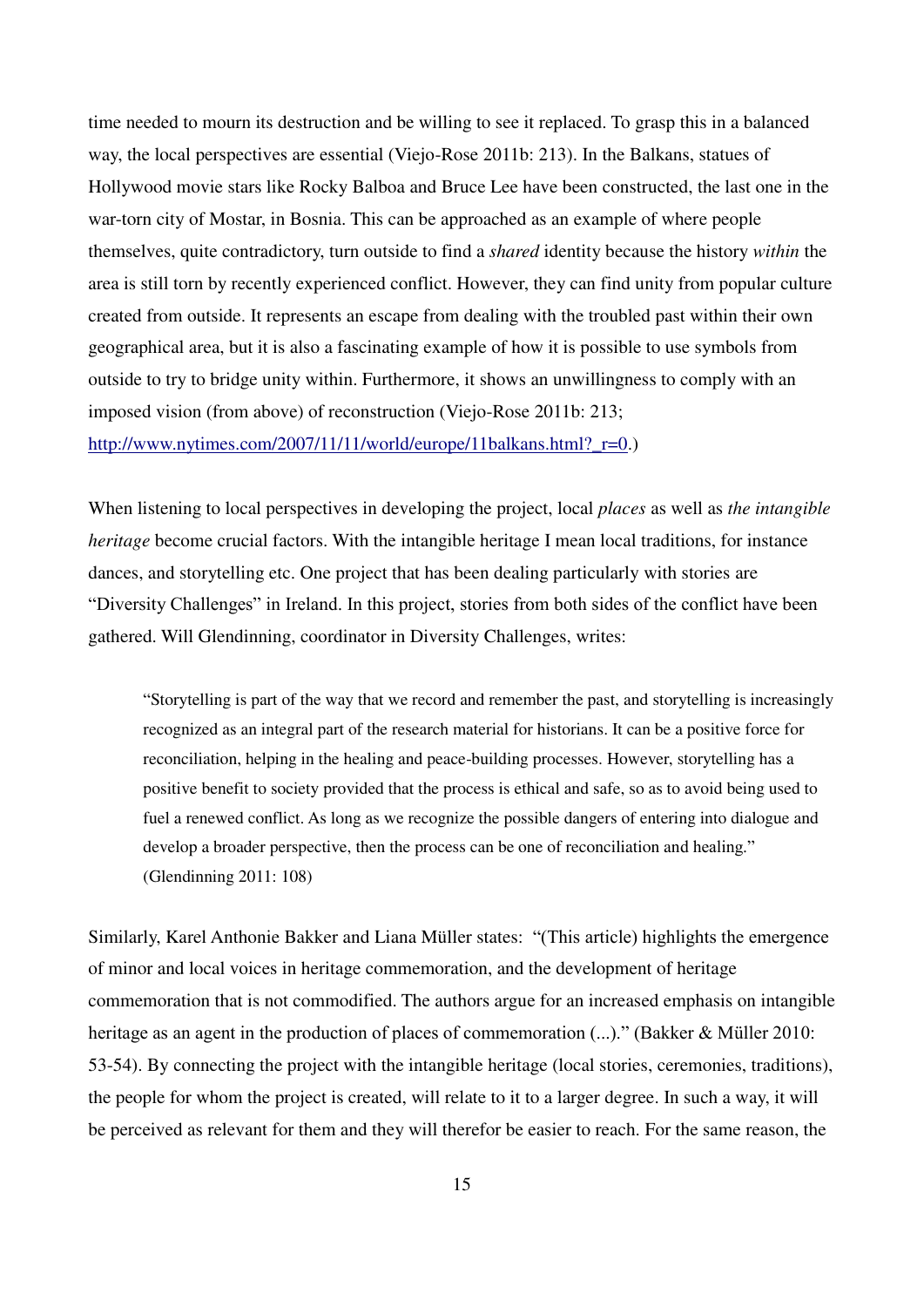time needed to mourn its destruction and be willing to see it replaced. To grasp this in a balanced way, the local perspectives are essential (Viejo-Rose 2011b: 213). In the Balkans, statues of Hollywood movie stars like Rocky Balboa and Bruce Lee have been constructed, the last one in the war-torn city of Mostar, in Bosnia. This can be approached as an example of where people themselves, quite contradictory, turn outside to find a *shared* identity because the history *within* the area is still torn by recently experienced conflict. However, they can find unity from popular culture created from outside. It represents an escape from dealing with the troubled past within their own geographical area, but it is also a fascinating example of how it is possible to use symbols from outside to try to bridge unity within. Furthermore, it shows an unwillingness to comply with an imposed vision (from above) of reconstruction (Viejo-Rose 2011b: 213; http://www.nytimes.com/2007/11/11/world/europe/11balkans.html?_r=0.)

When listening to local perspectives in developing the project, local *places* as well as *the intangible heritage* become crucial factors. With the intangible heritage I mean local traditions, for instance dances, and storytelling etc. One project that has been dealing particularly with stories are "Diversity Challenges" in Ireland. In this project, stories from both sides of the conflict have been gathered. Will Glendinning, coordinator in Diversity Challenges, writes:

> "Storytelling is part of the way that we record and remember the past, and storytelling is increasingly recognized as an integral part of the research material for historians. It can be a positive force for reconciliation, helping in the healing and peace-building processes. However, storytelling has a positive benefit to society provided that the process is ethical and safe, so as to avoid being used to fuel a renewed conflict. As long as we recognize the possible dangers of entering into dialogue and develop a broader perspective, then the process can be one of reconciliation and healing." (Glendinning 2011: 108)

Similarly, Karel Anthonie Bakker and Liana Müller states: "(This article) highlights the emergence of minor and local voices in heritage commemoration, and the development of heritage commemoration that is not commodified. The authors argue for an increased emphasis on intangible heritage as an agent in the production of places of commemoration (...)." (Bakker & Müller 2010: 53-54). By connecting the project with the intangible heritage (local stories, ceremonies, traditions), the people for whom the project is created, will relate to it to a larger degree. In such a way, it will be perceived as relevant for them and they will therefor be easier to reach. For the same reason, the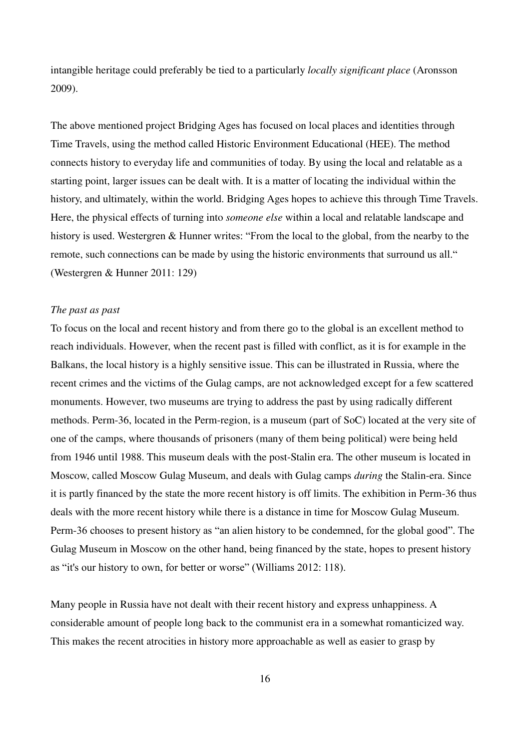intangible heritage could preferably be tied to a particularly *locally significant place* (Aronsson 2009).

The above mentioned project Bridging Ages has focused on local places and identities through Time Travels, using the method called Historic Environment Educational (HEE). The method connects history to everyday life and communities of today. By using the local and relatable as a starting point, larger issues can be dealt with. It is a matter of locating the individual within the history, and ultimately, within the world. Bridging Ages hopes to achieve this through Time Travels. Here, the physical effects of turning into *someone else* within a local and relatable landscape and history is used. Westergren & Hunner writes: "From the local to the global, from the nearby to the remote, such connections can be made by using the historic environments that surround us all." (Westergren & Hunner 2011: 129)

*The past as past*

To focus on the local and recent history and from there go to the global is an excellent method to reach individuals. However, when the recent past is filled with conflict, as it is for example in the Balkans, the local history is a highly sensitive issue. This can be illustrated in Russia, where the recent crimes and the victims of the Gulag camps, are not acknowledged except for a few scattered monuments. However, two museums are trying to address the past by using radically different methods. Perm-36, located in the Perm-region, is a museum (part of SoC) located at the very site of one of the camps, where thousands of prisoners (many of them being political) were being held from 1946 until 1988. This museum deals with the post-Stalin era. The other museum is located in Moscow, called Moscow Gulag Museum, and deals with Gulag camps *during* the Stalin-era. Since it is partly financed by the state the more recent history is off limits. The exhibition in Perm-36 thus deals with the more recent history while there is a distance in time for Moscow Gulag Museum. Perm-36 chooses to present history as "an alien history to be condemned, for the global good". The Gulag Museum in Moscow on the other hand, being financed by the state, hopes to present history as "it's our history to own, for better or worse" (Williams 2012: 118).

Many people in Russia have not dealt with their recent history and express unhappiness. A considerable amount of people long back to the communist era in a somewhat romanticized way. This makes the recent atrocities in history more approachable as well as easier to grasp by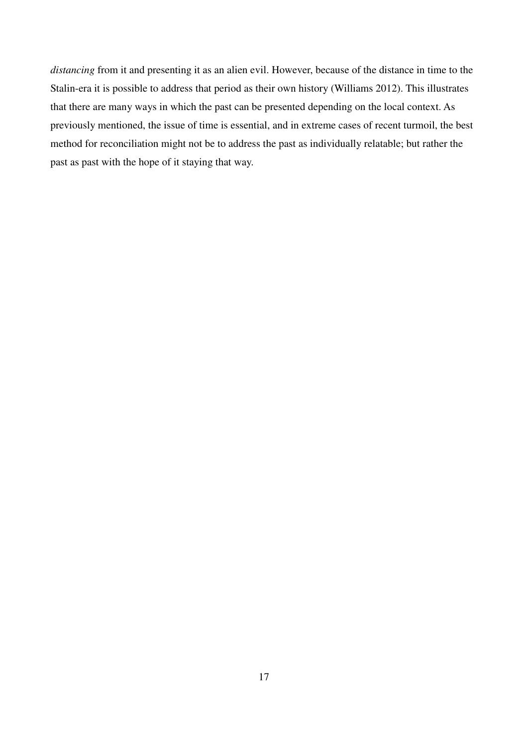*distancing* from it and presenting it as an alien evil. However, because of the distance in time to the Stalin-era it is possible to address that period as their own history (Williams 2012). This illustrates that there are many ways in which the past can be presented depending on the local context. As previously mentioned, the issue of time is essential, and in extreme cases of recent turmoil, the best method for reconciliation might not be to address the past as individually relatable; but rather the past as past with the hope of it staying that way.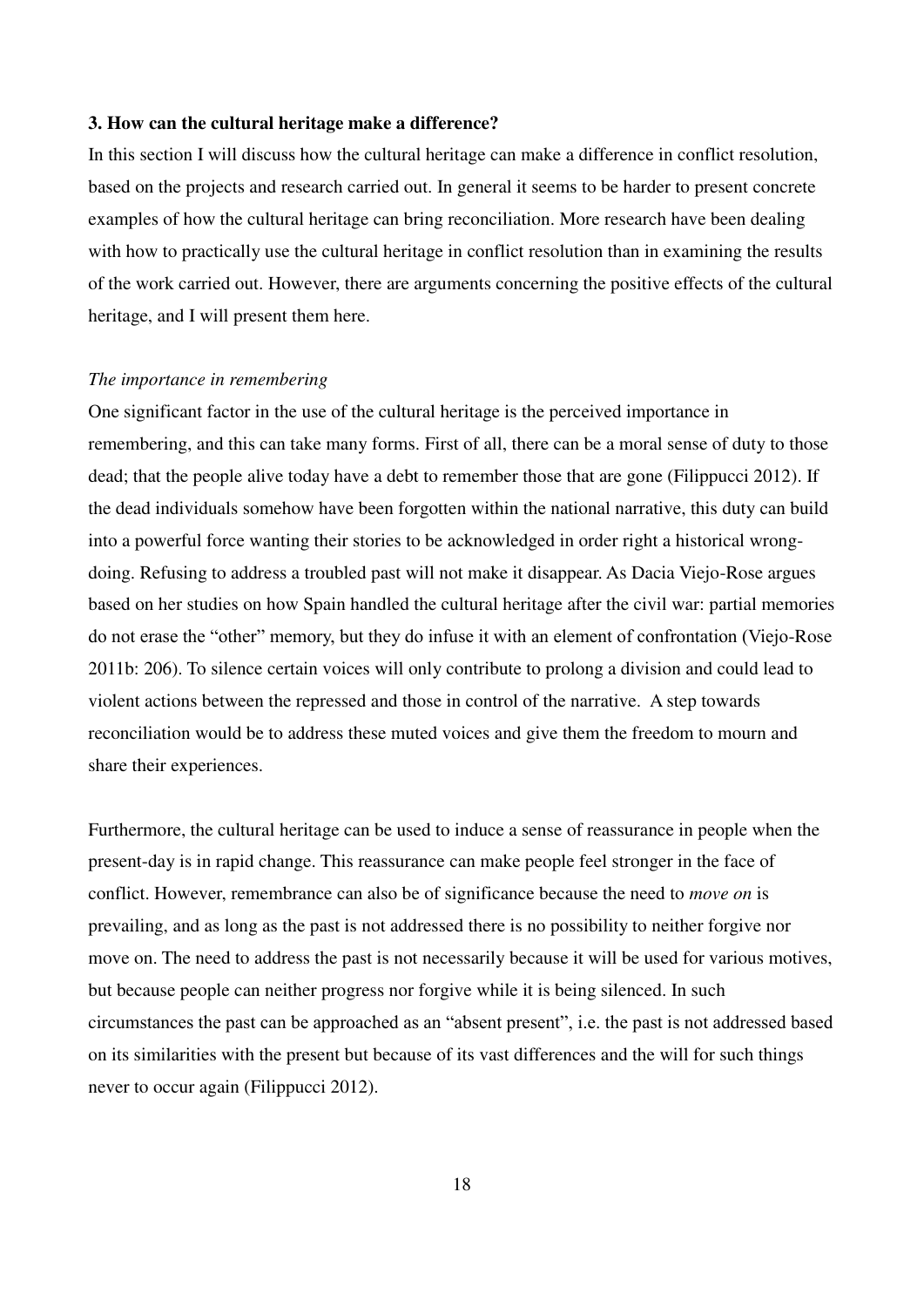### 3. How can the cultural heritage make a difference?

In this section I will discuss how the cultural heritage can make a difference in conflict resolution, based on the projects and research carried out. In general it seems to be harder to present concrete examples of how the cultural heritage can bring reconciliation. More research have been dealing with how to practically use the cultural heritage in conflict resolution than in examining the results of the work carried out. However, there are arguments concerning the positive effects of the cultural heritage, and I will present them here.

*The importance in remembering*

One significant factor in the use of the cultural heritage is the perceived importance in remembering, and this can take many forms. First of all, there can be a moral sense of duty to those dead; that the people alive today have a debt to remember those that are gone (Filippucci 2012). If the dead individuals somehow have been forgotten within the national narrative, this duty can build into a powerful force wanting their stories to be acknowledged in order right a historical wrong-doing. Refusing to address a troubled past will not make it disappear. As Dacia Viejo-Rose argues based on her studies on how Spain handled the cultural heritage after the civil war: partial memories do not erase the "other" memory, but they do infuse it with an element of confrontation (Viejo-Rose 2011b: 206). To silence certain voices will only contribute to prolong a division and could lead to violent actions between the repressed and those in control of the narrative. A step towards reconciliation would be to address these muted voices and give them the freedom to mourn and share their experiences.

Furthermore, the cultural heritage can be used to induce a sense of reassurance in people when the present-day is in rapid change. This reassurance can make people feel stronger in the face of conflict. However, remembrance can also be of significance because the need to *move on* is prevailing, and as long as the past is not addressed there is no possibility to neither forgive nor move on. The need to address the past is not necessarily because it will be used for various motives, but because people can neither progress nor forgive while it is being silenced. In such circumstances the past can be approached as an "absent present", i.e. the past is not addressed based on its similarities with the present but because of its vast differences and the will for such things never to occur again (Filippucci 2012).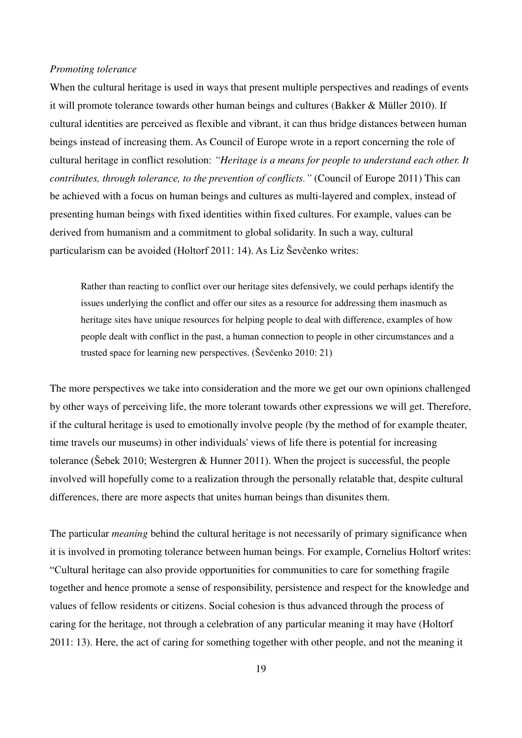*Promoting tolerance*

When the cultural heritage is used in ways that present multiple perspectives and readings of events it will promote tolerance towards other human beings and cultures (Bakker & Müller 2010). If cultural identities are perceived as flexible and vibrant, it can thus bridge distances between human beings instead of increasing them. As Council of Europe wrote in a report concerning the role of cultural heritage in conflict resolution: *"Heritage is a means for people to understand each other. It contributes, through tolerance, to the prevention of conflicts."* (Council of Europe 2011) This can be achieved with a focus on human beings and cultures as multi-layered and complex, instead of presenting human beings with fixed identities within fixed cultures. For example, values can be derived from humanism and a commitment to global solidarity. In such a way, cultural particularism can be avoided (Holtorf 2011: 14). As Liz Ševčenko writes:

> Rather than reacting to conflict over our heritage sites defensively, we could perhaps identify the issues underlying the conflict and offer our sites as a resource for addressing them inasmuch as heritage sites have unique resources for helping people to deal with difference, examples of how people dealt with conflict in the past, a human connection to people in other circumstances and a trusted space for learning new perspectives. (Ševčenko 2010: 21)

The more perspectives we take into consideration and the more we get our own opinions challenged by other ways of perceiving life, the more tolerant towards other expressions we will get. Therefore, if the cultural heritage is used to emotionally involve people (by the method of for example theater, time travels our museums) in other individuals' views of life there is potential for increasing tolerance (Šebek 2010; Westergren & Hunner 2011). When the project is successful, the people involved will hopefully come to a realization through the personally relatable that, despite cultural differences, there are more aspects that unites human beings than disunites them.

The particular *meaning* behind the cultural heritage is not necessarily of primary significance when it is involved in promoting tolerance between human beings. For example, Cornelius Holtorf writes: "Cultural heritage can also provide opportunities for communities to care for something fragile together and hence promote a sense of responsibility, persistence and respect for the knowledge and values of fellow residents or citizens. Social cohesion is thus advanced through the process of caring for the heritage, not through a celebration of any particular meaning it may have (Holtorf 2011: 13). Here, the act of caring for something together with other people, and not the meaning it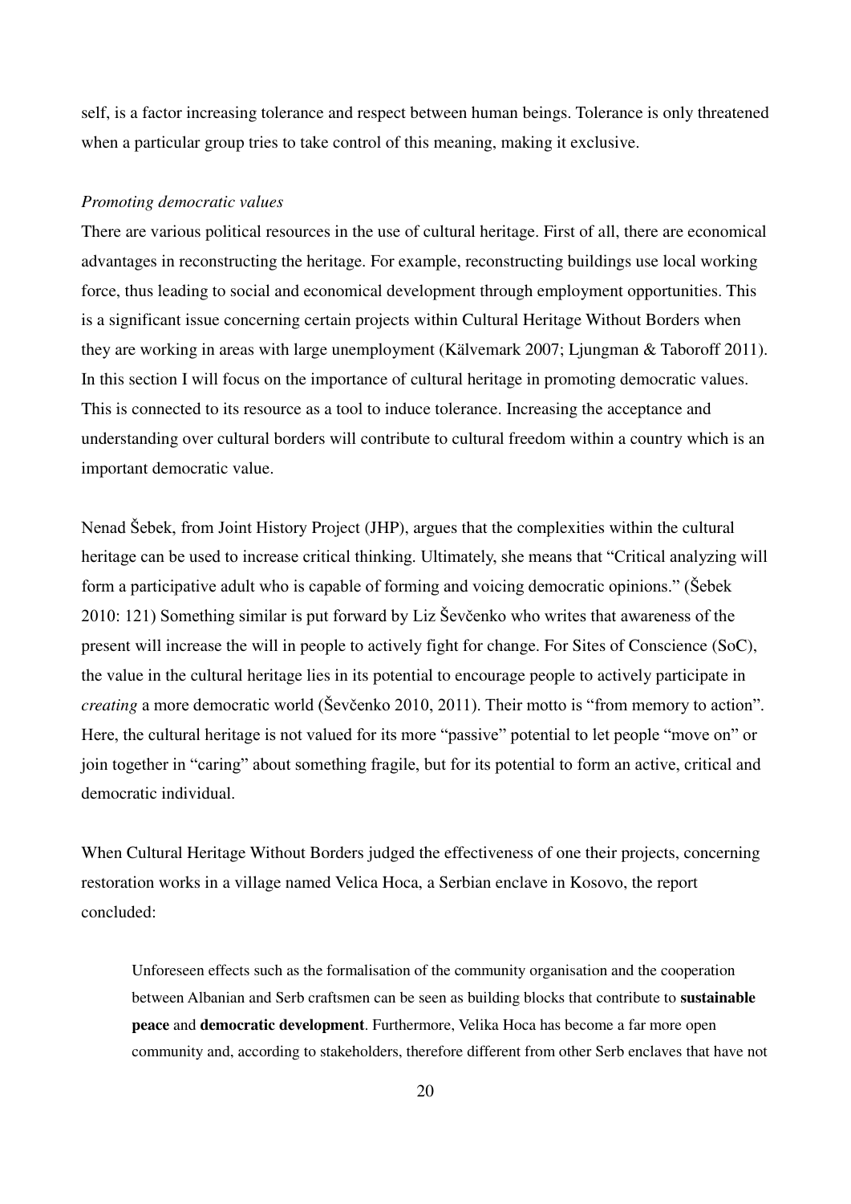self, is a factor increasing tolerance and respect between human beings. Tolerance is only threatened when a particular group tries to take control of this meaning, making it exclusive.

*Promoting democratic values*

There are various political resources in the use of cultural heritage. First of all, there are economical advantages in reconstructing the heritage. For example, reconstructing buildings use local working force, thus leading to social and economical development through employment opportunities. This is a significant issue concerning certain projects within Cultural Heritage Without Borders when they are working in areas with large unemployment (Kälvemark 2007; Ljungman & Taboroff 2011). In this section I will focus on the importance of cultural heritage in promoting democratic values. This is connected to its resource as a tool to induce tolerance. Increasing the acceptance and understanding over cultural borders will contribute to cultural freedom within a country which is an important democratic value.

Nenad Šebek, from Joint History Project (JHP), argues that the complexities within the cultural heritage can be used to increase critical thinking. Ultimately, she means that "Critical analyzing will form a participative adult who is capable of forming and voicing democratic opinions." (Šebek 2010: 121) Something similar is put forward by Liz Ševčenko who writes that awareness of the present will increase the will in people to actively fight for change. For Sites of Conscience (SoC), the value in the cultural heritage lies in its potential to encourage people to actively participate in *creating* a more democratic world (Ševčenko 2010, 2011). Their motto is "from memory to action". Here, the cultural heritage is not valued for its more "passive" potential to let people "move on" or join together in "caring" about something fragile, but for its potential to form an active, critical and democratic individual.

When Cultural Heritage Without Borders judged the effectiveness of one their projects, concerning restoration works in a village named Velica Hoca, a Serbian enclave in Kosovo, the report concluded:

> Unforeseen effects such as the formalisation of the community organisation and the cooperation between Albanian and Serb craftsmen can be seen as building blocks that contribute to **sustainable peace** and **democratic development**. Furthermore, Velika Hoca has become a far more open community and, according to stakeholders, therefore different from other Serb enclaves that have not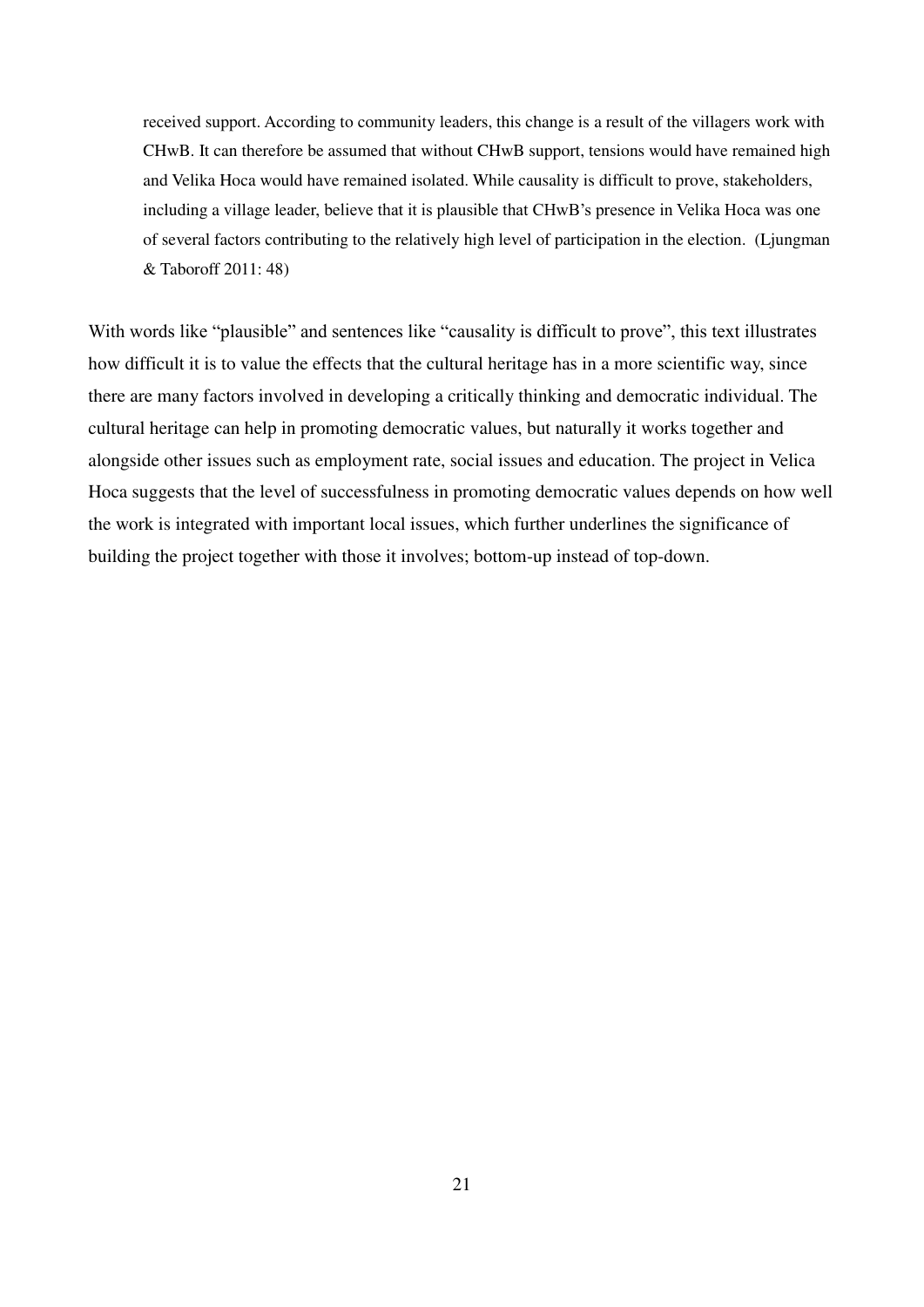> received support. According to community leaders, this change is a result of the villagers work with CHwB. It can therefore be assumed that without CHwB support, tensions would have remained high and Velika Hoca would have remained isolated. While causality is difficult to prove, stakeholders, including a village leader, believe that it is plausible that CHwB's presence in Velika Hoca was one of several factors contributing to the relatively high level of participation in the election. (Ljungman & Taboroff 2011: 48)

With words like "plausible" and sentences like "causality is difficult to prove", this text illustrates how difficult it is to value the effects that the cultural heritage has in a more scientific way, since there are many factors involved in developing a critically thinking and democratic individual. The cultural heritage can help in promoting democratic values, but naturally it works together and alongside other issues such as employment rate, social issues and education. The project in Velica Hoca suggests that the level of successfulness in promoting democratic values depends on how well the work is integrated with important local issues, which further underlines the significance of building the project together with those it involves; bottom-up instead of top-down.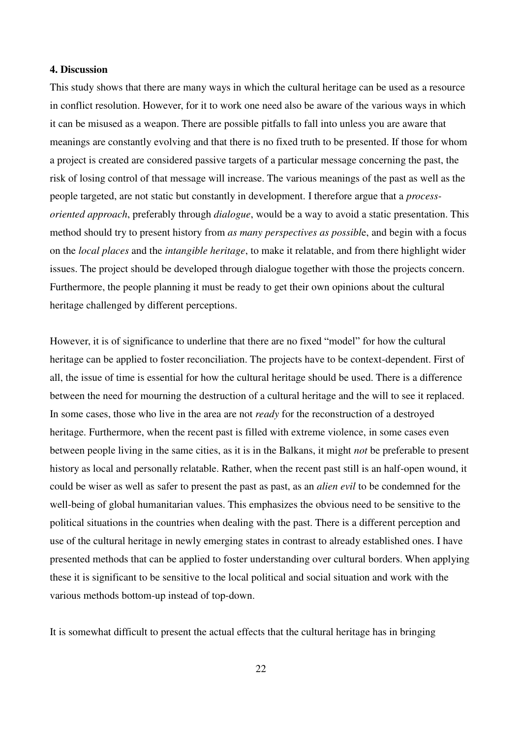**4. Discussion**

This study shows that there are many ways in which the cultural heritage can be used as a resource in conflict resolution. However, for it to work one need also be aware of the various ways in which it can be misused as a weapon. There are possible pitfalls to fall into unless you are aware that meanings are constantly evolving and that there is no fixed truth to be presented. If those for whom a project is created are considered passive targets of a particular message concerning the past, the risk of losing control of that message will increase. The various meanings of the past as well as the people targeted, are not static but constantly in development. I therefore argue that a *process-oriented approach*, preferably through *dialogue*, would be a way to avoid a static presentation. This method should try to present history from *as many perspectives as possibl*e, and begin with a focus on the *local places* and the *intangible heritage*, to make it relatable, and from there highlight wider issues. The project should be developed through dialogue together with those the projects concern. Furthermore, the people planning it must be ready to get their own opinions about the cultural heritage challenged by different perceptions.

However, it is of significance to underline that there are no fixed "model" for how the cultural heritage can be applied to foster reconciliation. The projects have to be context-dependent. First of all, the issue of time is essential for how the cultural heritage should be used. There is a difference between the need for mourning the destruction of a cultural heritage and the will to see it replaced. In some cases, those who live in the area are not *ready* for the reconstruction of a destroyed heritage. Furthermore, when the recent past is filled with extreme violence, in some cases even between people living in the same cities, as it is in the Balkans, it might *not* be preferable to present history as local and personally relatable. Rather, when the recent past still is an half-open wound, it could be wiser as well as safer to present the past as past, as an *alien evil* to be condemned for the well-being of global humanitarian values. This emphasizes the obvious need to be sensitive to the political situations in the countries when dealing with the past. There is a different perception and use of the cultural heritage in newly emerging states in contrast to already established ones. I have presented methods that can be applied to foster understanding over cultural borders. When applying these it is significant to be sensitive to the local political and social situation and work with the various methods bottom-up instead of top-down.

It is somewhat difficult to present the actual effects that the cultural heritage has in bringing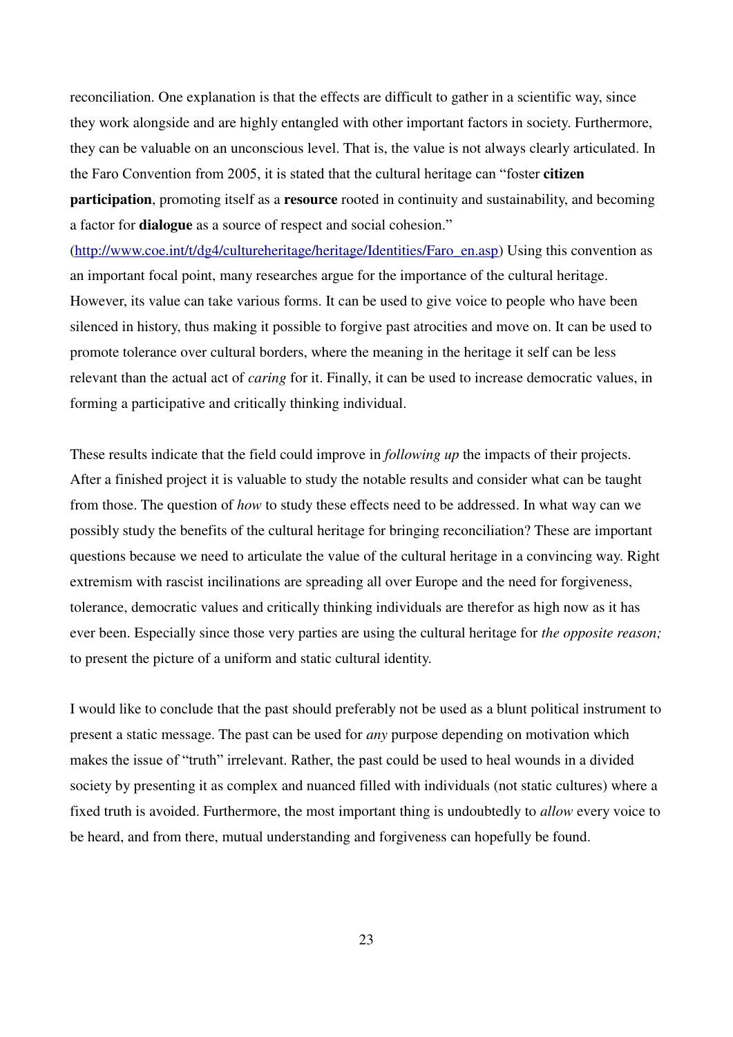reconciliation. One explanation is that the effects are difficult to gather in a scientific way, since they work alongside and are highly entangled with other important factors in society. Furthermore, they can be valuable on an unconscious level. That is, the value is not always clearly articulated. In the Faro Convention from 2005, it is stated that the cultural heritage can "foster **citizen participation**, promoting itself as a **resource** rooted in continuity and sustainability, and becoming a factor for **dialogue** as a source of respect and social cohesion." (http://www.coe.int/t/dg4/cultureheritage/heritage/Identities/Faro_en.asp) Using this convention as an important focal point, many researches argue for the importance of the cultural heritage. However, its value can take various forms. It can be used to give voice to people who have been silenced in history, thus making it possible to forgive past atrocities and move on. It can be used to promote tolerance over cultural borders, where the meaning in the heritage it self can be less relevant than the actual act of *caring* for it. Finally, it can be used to increase democratic values, in forming a participative and critically thinking individual.

These results indicate that the field could improve in *following up* the impacts of their projects. After a finished project it is valuable to study the notable results and consider what can be taught from those. The question of *how* to study these effects need to be addressed. In what way can we possibly study the benefits of the cultural heritage for bringing reconciliation? These are important questions because we need to articulate the value of the cultural heritage in a convincing way. Right extremism with rascist incilinations are spreading all over Europe and the need for forgiveness, tolerance, democratic values and critically thinking individuals are therefor as high now as it has ever been. Especially since those very parties are using the cultural heritage for *the opposite reason;* to present the picture of a uniform and static cultural identity.

I would like to conclude that the past should preferably not be used as a blunt political instrument to present a static message. The past can be used for *any* purpose depending on motivation which makes the issue of "truth" irrelevant. Rather, the past could be used to heal wounds in a divided society by presenting it as complex and nuanced filled with individuals (not static cultures) where a fixed truth is avoided. Furthermore, the most important thing is undoubtedly to *allow* every voice to be heard, and from there, mutual understanding and forgiveness can hopefully be found.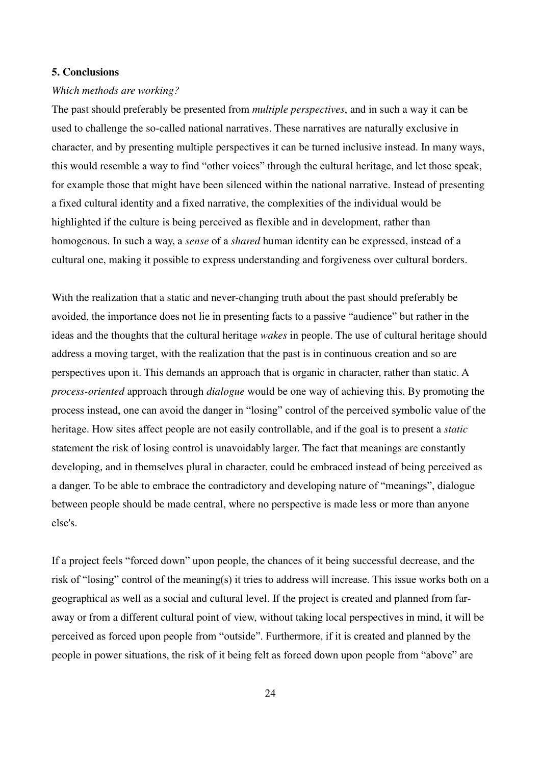## 5. Conclusions

*Which methods are working?*

The past should preferably be presented from *multiple perspectives*, and in such a way it can be used to challenge the so-called national narratives. These narratives are naturally exclusive in character, and by presenting multiple perspectives it can be turned inclusive instead. In many ways, this would resemble a way to find "other voices" through the cultural heritage, and let those speak, for example those that might have been silenced within the national narrative. Instead of presenting a fixed cultural identity and a fixed narrative, the complexities of the individual would be highlighted if the culture is being perceived as flexible and in development, rather than homogenous. In such a way, a *sense* of a *shared* human identity can be expressed, instead of a cultural one, making it possible to express understanding and forgiveness over cultural borders.

With the realization that a static and never-changing truth about the past should preferably be avoided, the importance does not lie in presenting facts to a passive "audience" but rather in the ideas and the thoughts that the cultural heritage *wakes* in people. The use of cultural heritage should address a moving target, with the realization that the past is in continuous creation and so are perspectives upon it. This demands an approach that is organic in character, rather than static. A *process-oriented* approach through *dialogue* would be one way of achieving this. By promoting the process instead, one can avoid the danger in "losing" control of the perceived symbolic value of the heritage. How sites affect people are not easily controllable, and if the goal is to present a *static* statement the risk of losing control is unavoidably larger. The fact that meanings are constantly developing, and in themselves plural in character, could be embraced instead of being perceived as a danger. To be able to embrace the contradictory and developing nature of "meanings", dialogue between people should be made central, where no perspective is made less or more than anyone else's.

If a project feels "forced down" upon people, the chances of it being successful decrease, and the risk of "losing" control of the meaning(s) it tries to address will increase. This issue works both on a geographical as well as a social and cultural level. If the project is created and planned from far-away or from a different cultural point of view, without taking local perspectives in mind, it will be perceived as forced upon people from "outside". Furthermore, if it is created and planned by the people in power situations, the risk of it being felt as forced down upon people from "above" are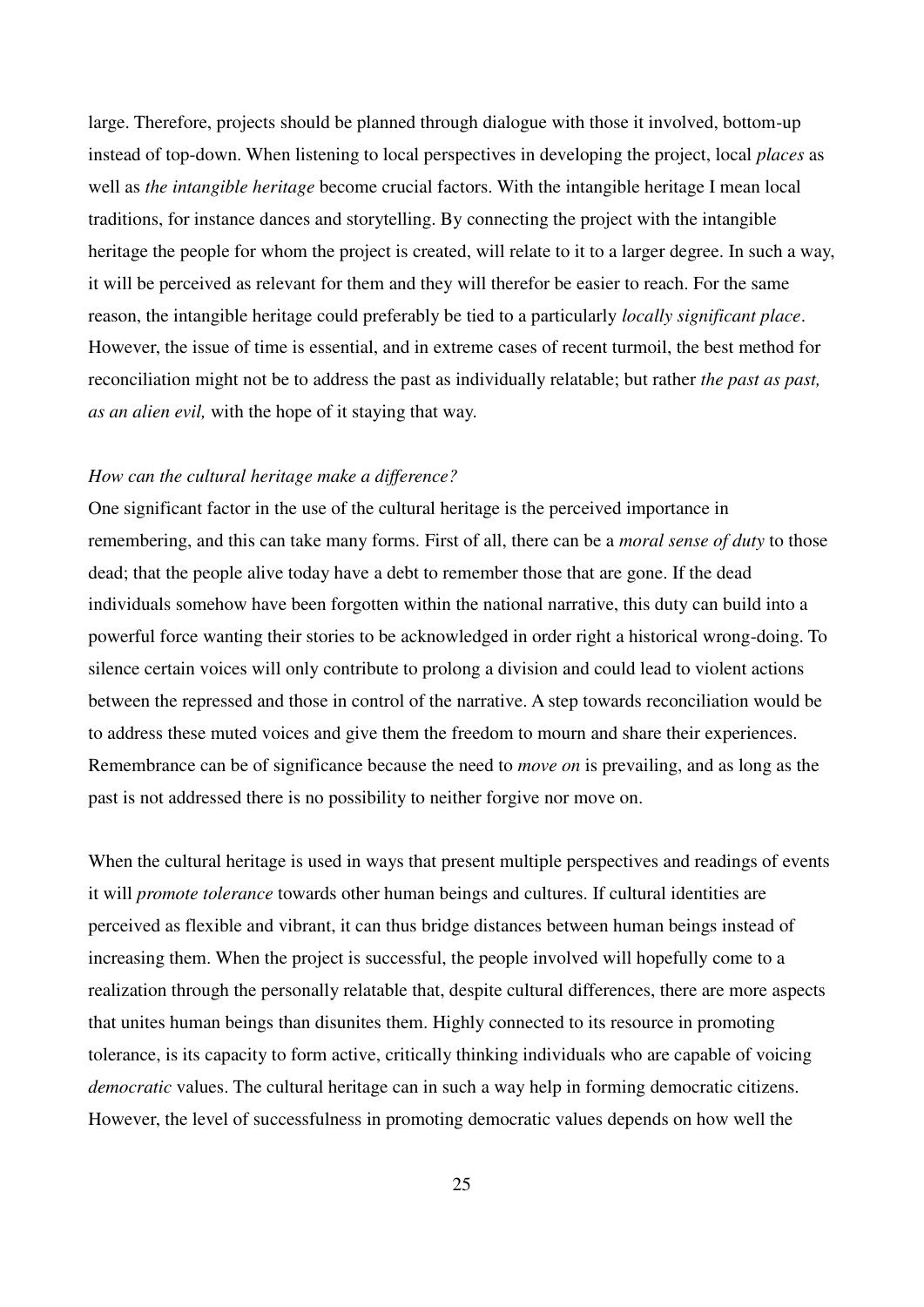large. Therefore, projects should be planned through dialogue with those it involved, bottom-up instead of top-down. When listening to local perspectives in developing the project, local *places* as well as *the intangible heritage* become crucial factors. With the intangible heritage I mean local traditions, for instance dances and storytelling. By connecting the project with the intangible heritage the people for whom the project is created, will relate to it to a larger degree. In such a way, it will be perceived as relevant for them and they will therefor be easier to reach. For the same reason, the intangible heritage could preferably be tied to a particularly *locally significant place*. However, the issue of time is essential, and in extreme cases of recent turmoil, the best method for reconciliation might not be to address the past as individually relatable; but rather *the past as past, as an alien evil,* with the hope of it staying that way.

*How can the cultural heritage make a difference?*

One significant factor in the use of the cultural heritage is the perceived importance in remembering, and this can take many forms. First of all, there can be a *moral sense of duty* to those dead; that the people alive today have a debt to remember those that are gone. If the dead individuals somehow have been forgotten within the national narrative, this duty can build into a powerful force wanting their stories to be acknowledged in order right a historical wrong-doing. To silence certain voices will only contribute to prolong a division and could lead to violent actions between the repressed and those in control of the narrative. A step towards reconciliation would be to address these muted voices and give them the freedom to mourn and share their experiences. Remembrance can be of significance because the need to *move on* is prevailing, and as long as the past is not addressed there is no possibility to neither forgive nor move on.

When the cultural heritage is used in ways that present multiple perspectives and readings of events it will *promote tolerance* towards other human beings and cultures. If cultural identities are perceived as flexible and vibrant, it can thus bridge distances between human beings instead of increasing them. When the project is successful, the people involved will hopefully come to a realization through the personally relatable that, despite cultural differences, there are more aspects that unites human beings than disunites them. Highly connected to its resource in promoting tolerance, is its capacity to form active, critically thinking individuals who are capable of voicing *democratic* values. The cultural heritage can in such a way help in forming democratic citizens. However, the level of successfulness in promoting democratic values depends on how well the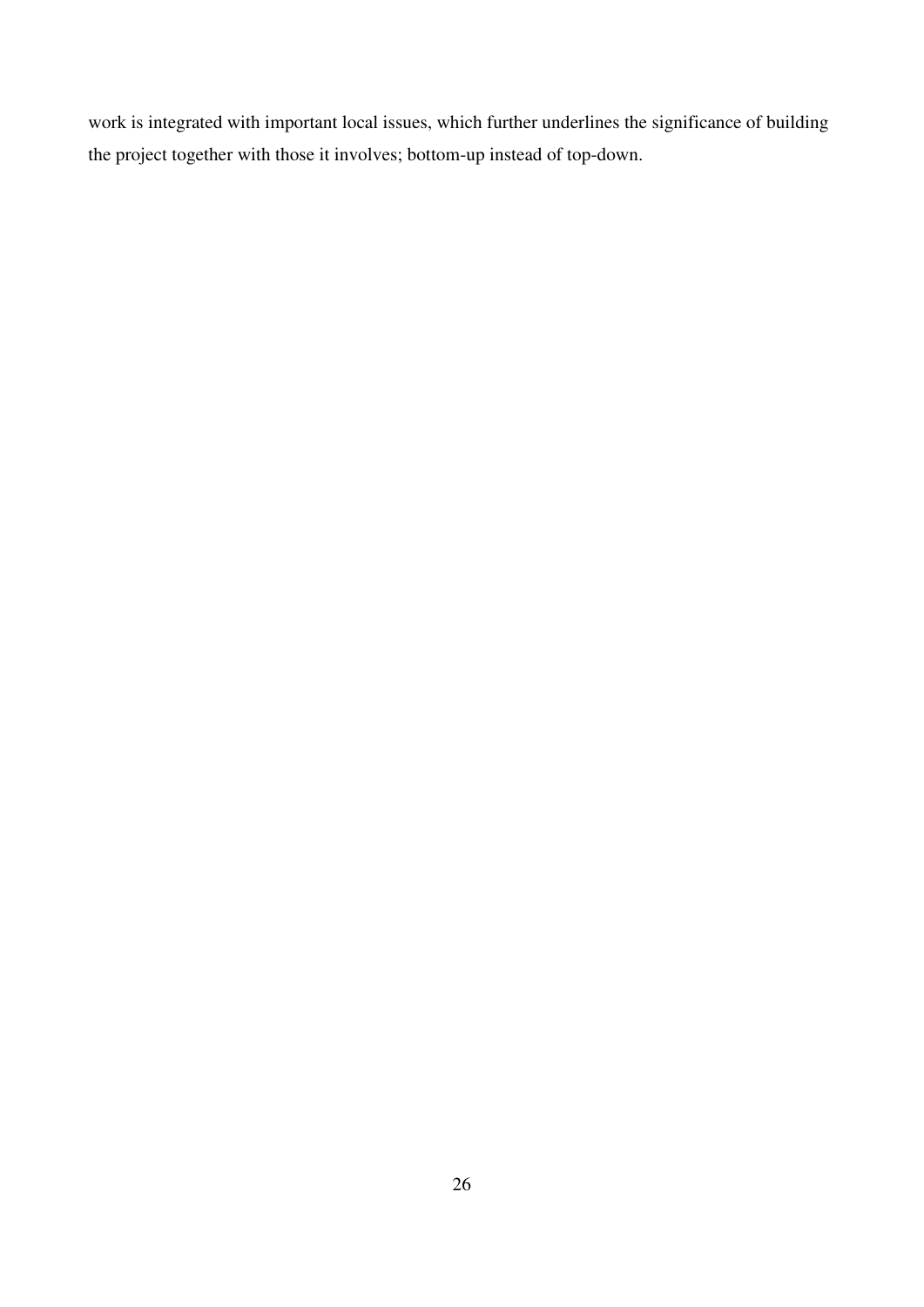work is integrated with important local issues, which further underlines the significance of building the project together with those it involves; bottom-up instead of top-down.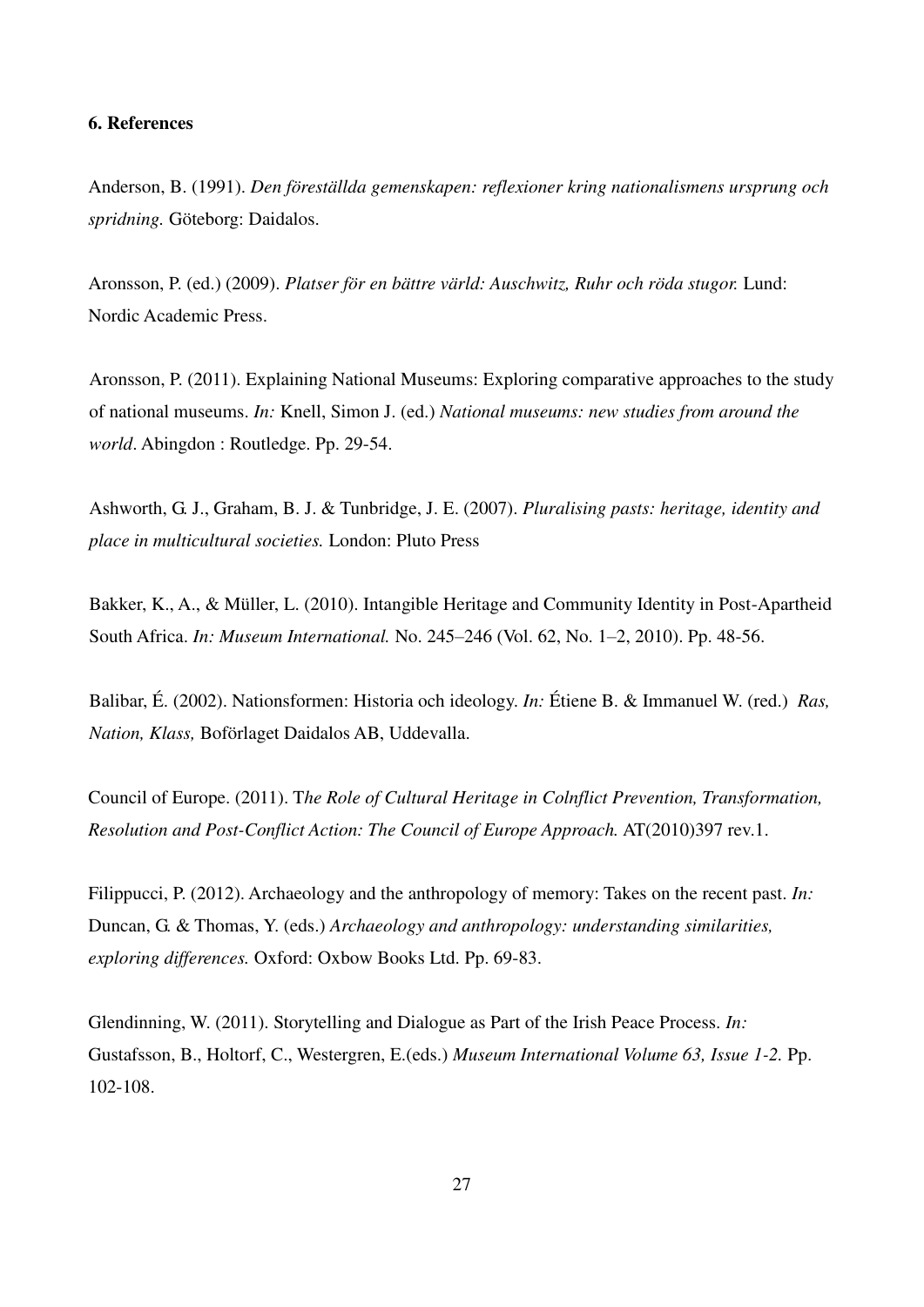**6. References**

Anderson, B. (1991). *Den föreställda gemenskapen: reflexioner kring nationalismens ursprung och spridning.* Göteborg: Daidalos.

Aronsson, P. (ed.) (2009). *Platser för en bättre värld: Auschwitz, Ruhr och röda stugor.* Lund: Nordic Academic Press.

Aronsson, P. (2011). Explaining National Museums: Exploring comparative approaches to the study of national museums. *In:* Knell, Simon J. (ed.) *National museums: new studies from around the world*. Abingdon : Routledge. Pp. 29-54.

Ashworth, G. J., Graham, B. J. & Tunbridge, J. E. (2007). *Pluralising pasts: heritage, identity and place in multicultural societies.* London: Pluto Press

Bakker, K., A., & Müller, L. (2010). Intangible Heritage and Community Identity in Post-Apartheid South Africa. *In: Museum International.* No. 245–246 (Vol. 62, No. 1–2, 2010). Pp. 48-56.

Balibar, É. (2002). Nationsformen: Historia och ideology. *In:* Étiene B. & Immanuel W. (red.) *Ras, Nation, Klass,* Boförlaget Daidalos AB, Uddevalla.

Council of Europe. (2011). T*he Role of Cultural Heritage in Colnflict Prevention, Transformation, Resolution and Post-Conflict Action: The Council of Europe Approach.* AT(2010)397 rev.1.

Filippucci, P. (2012). Archaeology and the anthropology of memory: Takes on the recent past. *In:* Duncan, G. & Thomas, Y. (eds.) *Archaeology and anthropology: understanding similarities, exploring differences.* Oxford: Oxbow Books Ltd. Pp. 69-83.

Glendinning, W. (2011). Storytelling and Dialogue as Part of the Irish Peace Process. *In:* Gustafsson, B., Holtorf, C., Westergren, E.(eds.) *Museum International Volume 63, Issue 1-2.* Pp. 102-108.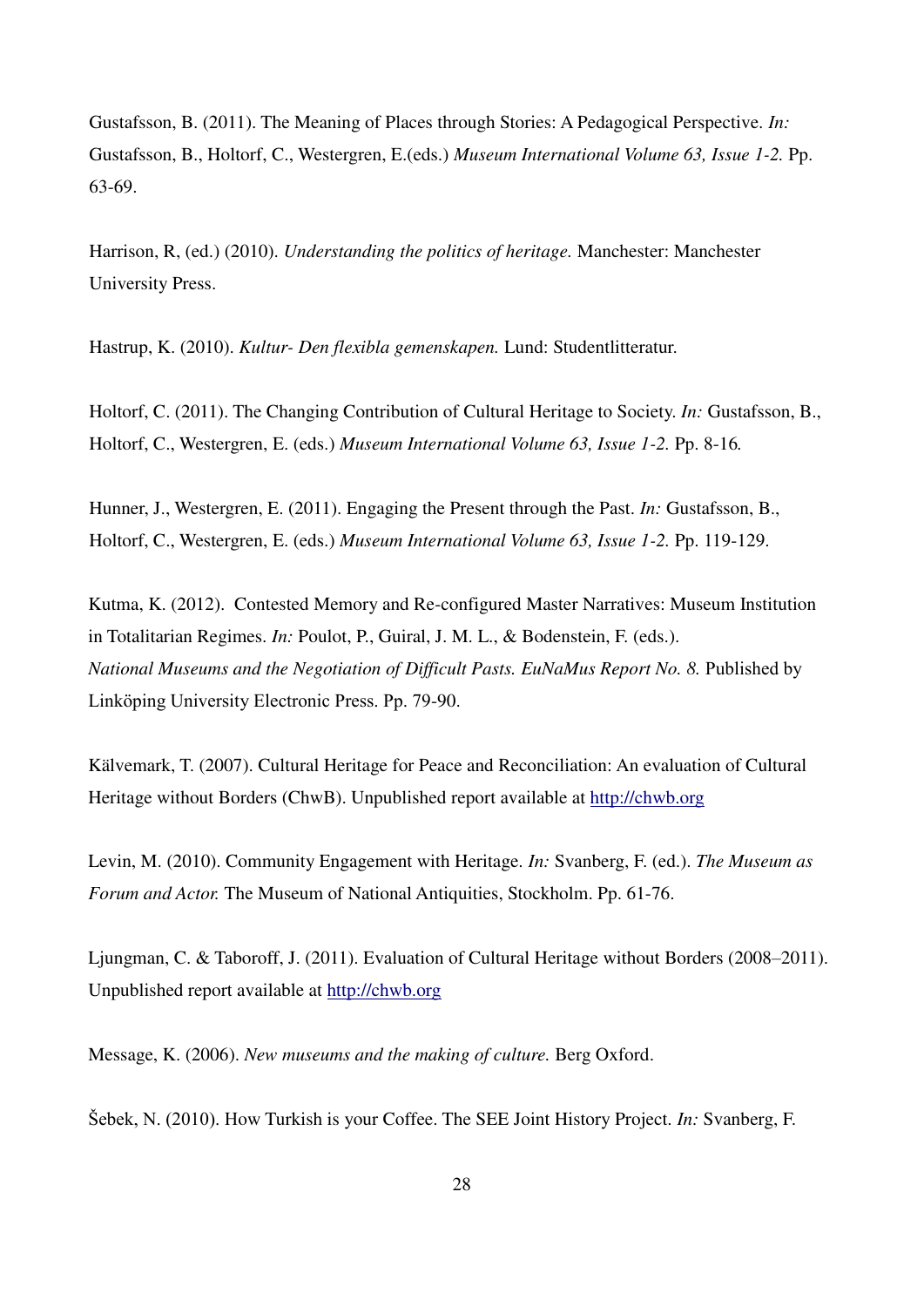Gustafsson, B. (2011). The Meaning of Places through Stories: A Pedagogical Perspective. *In:* Gustafsson, B., Holtorf, C., Westergren, E.(eds.) *Museum International Volume 63, Issue 1-2.* Pp. 63-69.

Harrison, R, (ed.) (2010). *Understanding the politics of heritage.* Manchester: Manchester University Press.

Hastrup, K. (2010). *Kultur- Den flexibla gemenskapen.* Lund: Studentlitteratur.

Holtorf, C. (2011). The Changing Contribution of Cultural Heritage to Society. *In:* Gustafsson, B., Holtorf, C., Westergren, E. (eds.) *Museum International Volume 63, Issue 1-2.* Pp. 8-16*.*

Hunner, J., Westergren, E. (2011). Engaging the Present through the Past. *In:* Gustafsson, B., Holtorf, C., Westergren, E. (eds.) *Museum International Volume 63, Issue 1-2.* Pp. 119-129.

Kutma, K. (2012). Contested Memory and Re-configured Master Narratives: Museum Institution in Totalitarian Regimes. *In:* Poulot, P., Guiral, J. M. L., & Bodenstein, F. (eds.). *National Museums and the Negotiation of Difficult Pasts. EuNaMus Report No. 8.* Published by Linköping University Electronic Press. Pp. 79-90.

Kälvemark, T. (2007). Cultural Heritage for Peace and Reconciliation: An evaluation of Cultural Heritage without Borders (ChwB). Unpublished report available at http://chwb.org

Levin, M. (2010). Community Engagement with Heritage. *In:* Svanberg, F. (ed.). *The Museum as Forum and Actor.* The Museum of National Antiquities, Stockholm. Pp. 61-76.

Ljungman, C. & Taboroff, J. (2011). Evaluation of Cultural Heritage without Borders (2008–2011). Unpublished report available at http://chwb.org

Message, K. (2006). *New museums and the making of culture.* Berg Oxford.

Šebek, N. (2010). How Turkish is your Coffee. The SEE Joint History Project. *In:* Svanberg, F.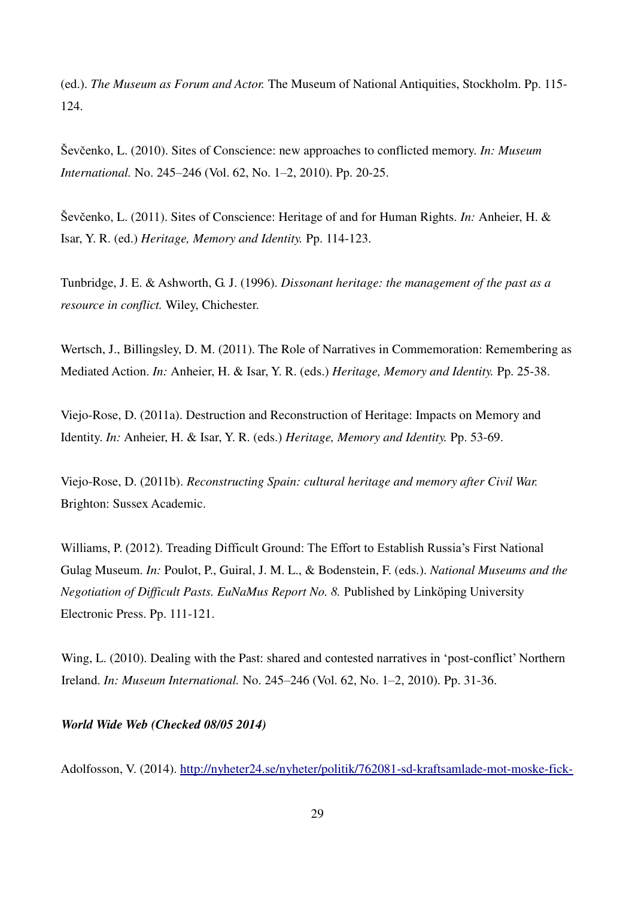(ed.). *The Museum as Forum and Actor.* The Museum of National Antiquities, Stockholm. Pp. 115-124.

Ševčenko, L. (2010). Sites of Conscience: new approaches to conflicted memory. *In: Museum International.* No. 245–246 (Vol. 62, No. 1–2, 2010). Pp. 20-25.

Ševčenko, L. (2011). Sites of Conscience: Heritage of and for Human Rights. *In:* Anheier, H. & Isar, Y. R. (ed.) *Heritage, Memory and Identity.* Pp. 114-123.

Tunbridge, J. E. & Ashworth, G. J. (1996). *Dissonant heritage: the management of the past as a resource in conflict.* Wiley, Chichester.

Wertsch, J., Billingsley, D. M. (2011). The Role of Narratives in Commemoration: Remembering as Mediated Action. *In:* Anheier, H. & Isar, Y. R. (eds.) *Heritage, Memory and Identity.* Pp. 25-38.

Viejo-Rose, D. (2011a). Destruction and Reconstruction of Heritage: Impacts on Memory and Identity. *In:* Anheier, H. & Isar, Y. R. (eds.) *Heritage, Memory and Identity.* Pp. 53-69.

Viejo-Rose, D. (2011b). *Reconstructing Spain: cultural heritage and memory after Civil War.* Brighton: Sussex Academic.

Williams, P. (2012). Treading Difficult Ground: The Effort to Establish Russia's First National Gulag Museum. *In:* Poulot, P., Guiral, J. M. L., & Bodenstein, F. (eds.). *National Museums and the Negotiation of Difficult Pasts. EuNaMus Report No. 8.* Published by Linköping University Electronic Press. Pp. 111-121.

Wing, L. (2010). Dealing with the Past: shared and contested narratives in 'post-conflict' Northern Ireland. *In: Museum International.* No. 245–246 (Vol. 62, No. 1–2, 2010). Pp. 31-36.

***World Wide Web (Checked 08/05 2014)***

Adolfosson, V. (2014). http://nyheter24.se/nyheter/politik/762081-sd-kraftsamlade-mot-moske-fick-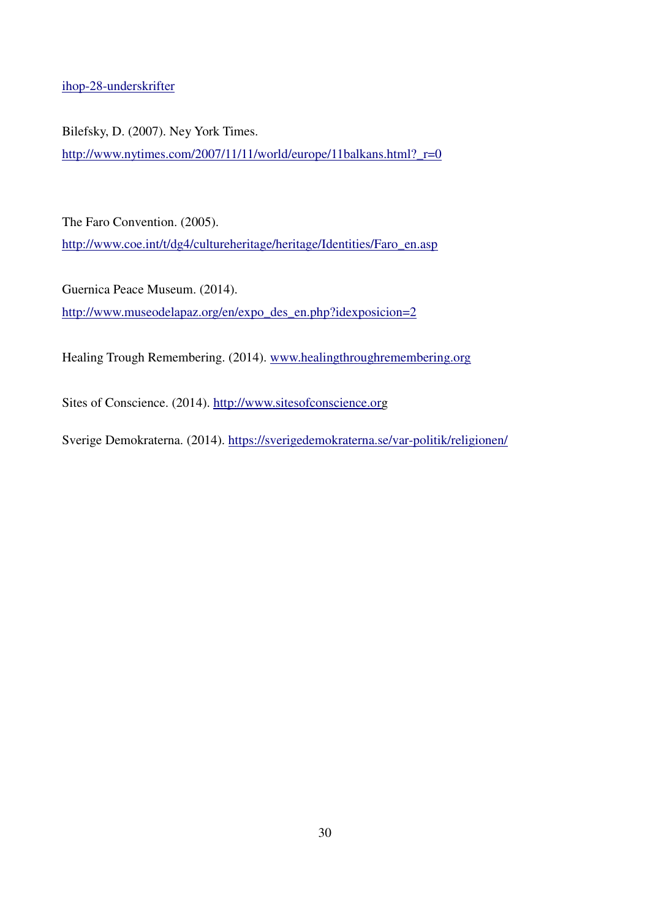ihop-28-underskrifter

Bilefsky, D. (2007). Ney York Times.
http://www.nytimes.com/2007/11/11/world/europe/11balkans.html?_r=0

The Faro Convention. (2005).
http://www.coe.int/t/dg4/cultureheritage/heritage/Identities/Faro_en.asp

Guernica Peace Museum. (2014).
http://www.museodelapaz.org/en/expo_des_en.php?idexposicion=2

Healing Trough Remembering. (2014). www.healingthroughremembering.org

Sites of Conscience. (2014). http://www.sitesofconscience.org

Sverige Demokraterna. (2014). https://sverigedemokraterna.se/var-politik/religionen/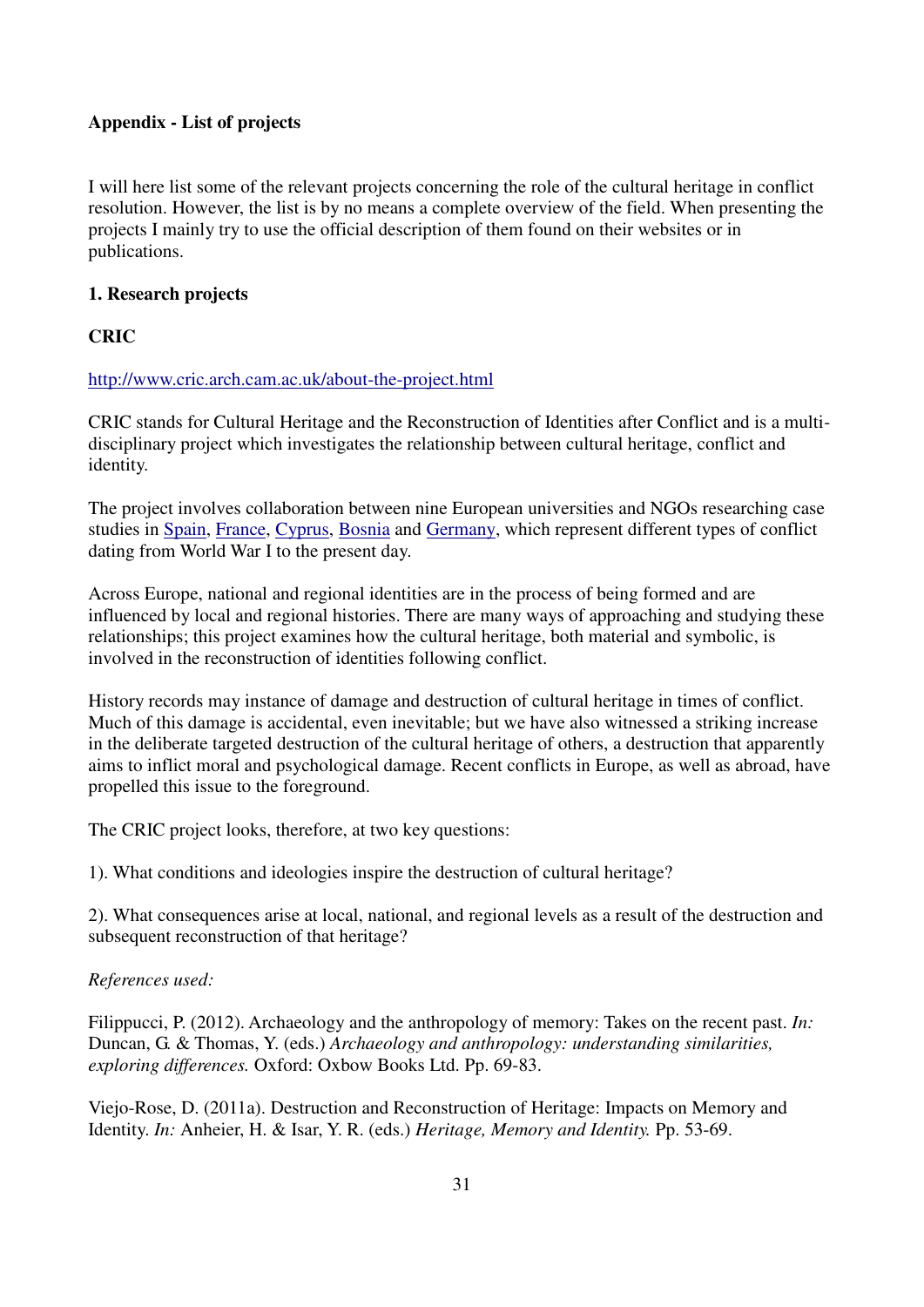**Appendix - List of projects**

I will here list some of the relevant projects concerning the role of the cultural heritage in conflict resolution. However, the list is by no means a complete overview of the field. When presenting the projects I mainly try to use the official description of them found on their websites or in publications.

**1. Research projects**

**CRIC**

http://www.cric.arch.cam.ac.uk/about-the-project.html

CRIC stands for Cultural Heritage and the Reconstruction of Identities after Conflict and is a multi-disciplinary project which investigates the relationship between cultural heritage, conflict and identity.

The project involves collaboration between nine European universities and NGOs researching case studies in Spain, France, Cyprus, Bosnia and Germany, which represent different types of conflict dating from World War I to the present day.

Across Europe, national and regional identities are in the process of being formed and are influenced by local and regional histories. There are many ways of approaching and studying these relationships; this project examines how the cultural heritage, both material and symbolic, is involved in the reconstruction of identities following conflict.

History records may instance of damage and destruction of cultural heritage in times of conflict. Much of this damage is accidental, even inevitable; but we have also witnessed a striking increase in the deliberate targeted destruction of the cultural heritage of others, a destruction that apparently aims to inflict moral and psychological damage. Recent conflicts in Europe, as well as abroad, have propelled this issue to the foreground.

The CRIC project looks, therefore, at two key questions:

1). What conditions and ideologies inspire the destruction of cultural heritage?

2). What consequences arise at local, national, and regional levels as a result of the destruction and subsequent reconstruction of that heritage?

*References used:*

Filippucci, P. (2012). Archaeology and the anthropology of memory: Takes on the recent past. *In:* Duncan, G. & Thomas, Y. (eds.) *Archaeology and anthropology: understanding similarities, exploring differences.* Oxford: Oxbow Books Ltd. Pp. 69-83.

Viejo-Rose, D. (2011a). Destruction and Reconstruction of Heritage: Impacts on Memory and Identity. *In:* Anheier, H. & Isar, Y. R. (eds.) *Heritage, Memory and Identity.* Pp. 53-69.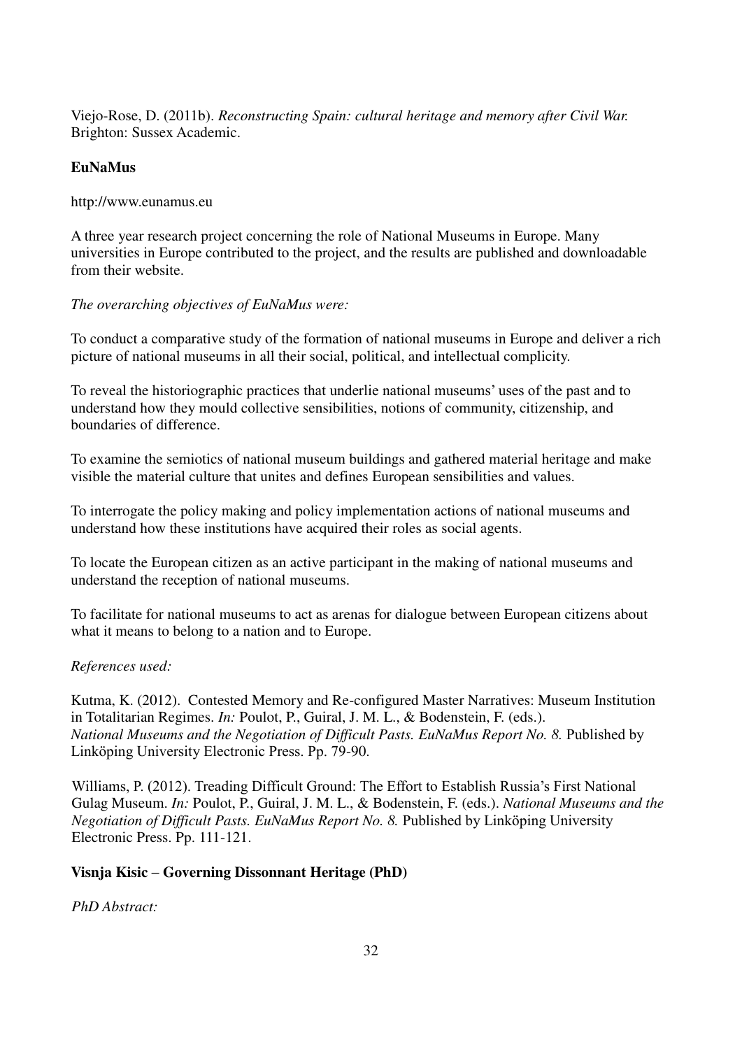Viejo-Rose, D. (2011b). *Reconstructing Spain: cultural heritage and memory after Civil War.* Brighton: Sussex Academic.

**EuNaMus**

http://www.eunamus.eu

A three year research project concerning the role of National Museums in Europe. Many universities in Europe contributed to the project, and the results are published and downloadable from their website.

*The overarching objectives of EuNaMus were:*

To conduct a comparative study of the formation of national museums in Europe and deliver a rich picture of national museums in all their social, political, and intellectual complicity.

To reveal the historiographic practices that underlie national museums' uses of the past and to understand how they mould collective sensibilities, notions of community, citizenship, and boundaries of difference.

To examine the semiotics of national museum buildings and gathered material heritage and make visible the material culture that unites and defines European sensibilities and values.

To interrogate the policy making and policy implementation actions of national museums and understand how these institutions have acquired their roles as social agents.

To locate the European citizen as an active participant in the making of national museums and understand the reception of national museums.

To facilitate for national museums to act as arenas for dialogue between European citizens about what it means to belong to a nation and to Europe.

*References used:*

Kutma, K. (2012). Contested Memory and Re-configured Master Narratives: Museum Institution in Totalitarian Regimes. *In:* Poulot, P., Guiral, J. M. L., & Bodenstein, F. (eds.). *National Museums and the Negotiation of Difficult Pasts. EuNaMus Report No. 8.* Published by Linköping University Electronic Press. Pp. 79-90.

Williams, P. (2012). Treading Difficult Ground: The Effort to Establish Russia's First National Gulag Museum. *In:* Poulot, P., Guiral, J. M. L., & Bodenstein, F. (eds.). *National Museums and the Negotiation of Difficult Pasts. EuNaMus Report No. 8.* Published by Linköping University Electronic Press. Pp. 111-121.

**Visnja Kisic – Governing Dissonnant Heritage (PhD)**

*PhD Abstract:*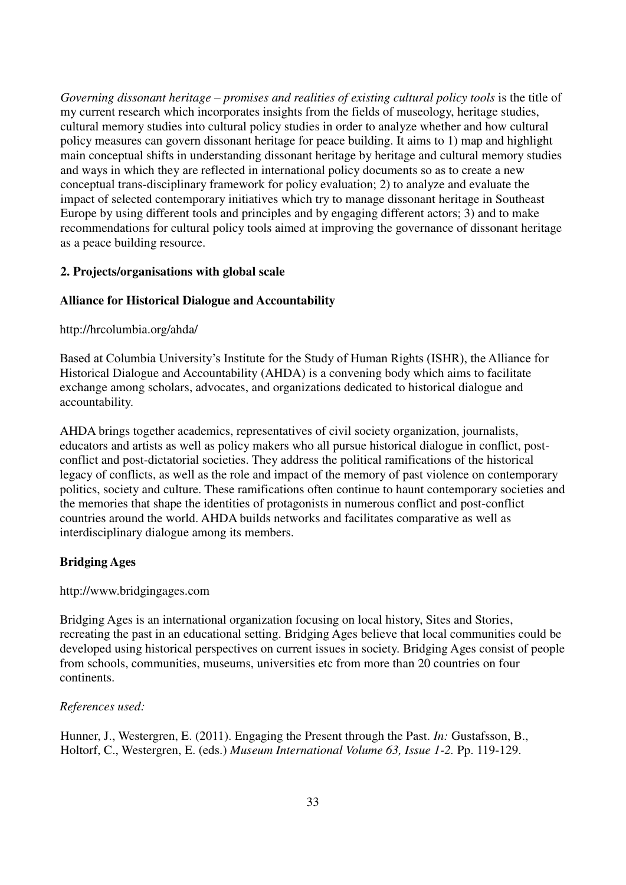*Governing dissonant heritage – promises and realities of existing cultural policy tools* is the title of my current research which incorporates insights from the fields of museology, heritage studies, cultural memory studies into cultural policy studies in order to analyze whether and how cultural policy measures can govern dissonant heritage for peace building. It aims to 1) map and highlight main conceptual shifts in understanding dissonant heritage by heritage and cultural memory studies and ways in which they are reflected in international policy documents so as to create a new conceptual trans-disciplinary framework for policy evaluation; 2) to analyze and evaluate the impact of selected contemporary initiatives which try to manage dissonant heritage in Southeast Europe by using different tools and principles and by engaging different actors; 3) and to make recommendations for cultural policy tools aimed at improving the governance of dissonant heritage as a peace building resource.

## 2. Projects/organisations with global scale

### Alliance for Historical Dialogue and Accountability

http://hrcolumbia.org/ahda/

Based at Columbia University's Institute for the Study of Human Rights (ISHR), the Alliance for Historical Dialogue and Accountability (AHDA) is a convening body which aims to facilitate exchange among scholars, advocates, and organizations dedicated to historical dialogue and accountability.

AHDA brings together academics, representatives of civil society organization, journalists, educators and artists as well as policy makers who all pursue historical dialogue in conflict, post-conflict and post-dictatorial societies. They address the political ramifications of the historical legacy of conflicts, as well as the role and impact of the memory of past violence on contemporary politics, society and culture. These ramifications often continue to haunt contemporary societies and the memories that shape the identities of protagonists in numerous conflict and post-conflict countries around the world. AHDA builds networks and facilitates comparative as well as interdisciplinary dialogue among its members.

### Bridging Ages

http://www.bridgingages.com

Bridging Ages is an international organization focusing on local history, Sites and Stories, recreating the past in an educational setting. Bridging Ages believe that local communities could be developed using historical perspectives on current issues in society. Bridging Ages consist of people from schools, communities, museums, universities etc from more than 20 countries on four continents.

*References used:*

Hunner, J., Westergren, E. (2011). Engaging the Present through the Past. *In:* Gustafsson, B., Holtorf, C., Westergren, E. (eds.) *Museum International Volume 63, Issue 1-2.* Pp. 119-129.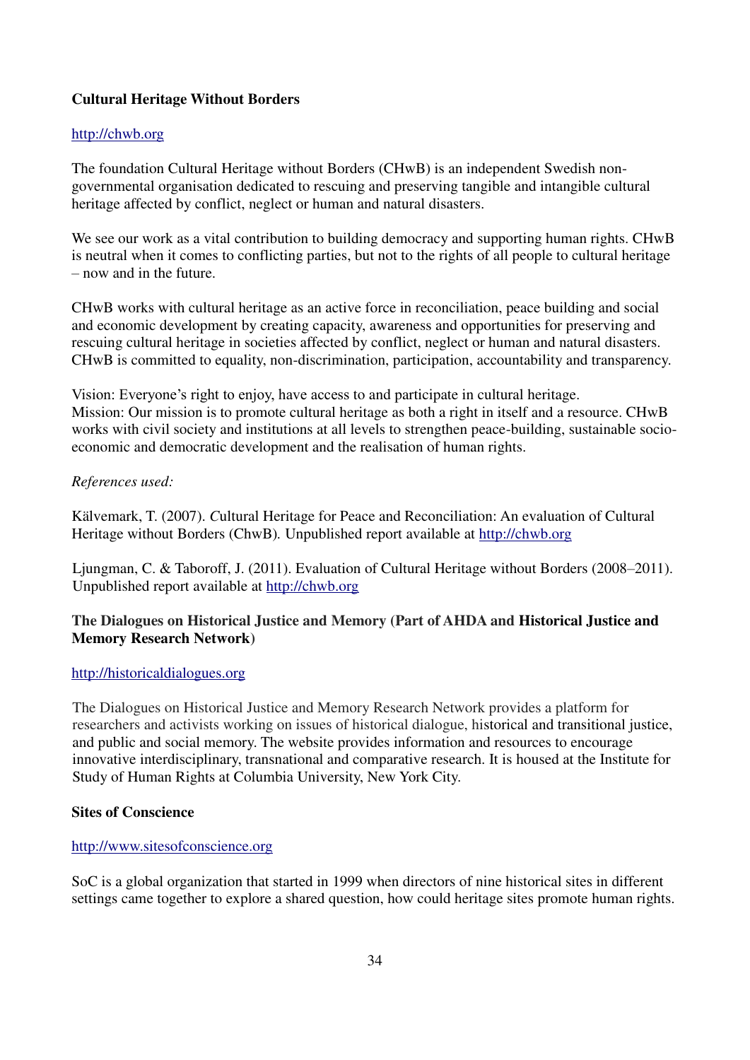**Cultural Heritage Without Borders**

http://chwb.org

The foundation Cultural Heritage without Borders (CHwB) is an independent Swedish non-governmental organisation dedicated to rescuing and preserving tangible and intangible cultural heritage affected by conflict, neglect or human and natural disasters.

We see our work as a vital contribution to building democracy and supporting human rights. CHwB is neutral when it comes to conflicting parties, but not to the rights of all people to cultural heritage – now and in the future.

CHwB works with cultural heritage as an active force in reconciliation, peace building and social and economic development by creating capacity, awareness and opportunities for preserving and rescuing cultural heritage in societies affected by conflict, neglect or human and natural disasters. CHwB is committed to equality, non-discrimination, participation, accountability and transparency.

Vision: Everyone's right to enjoy, have access to and participate in cultural heritage.
Mission: Our mission is to promote cultural heritage as both a right in itself and a resource. CHwB works with civil society and institutions at all levels to strengthen peace-building, sustainable socio-economic and democratic development and the realisation of human rights.

*References used:*

Kälvemark, T. (2007). *C*ultural Heritage for Peace and Reconciliation: An evaluation of Cultural Heritage without Borders (ChwB). Unpublished report available at http://chwb.org

Ljungman, C. & Taboroff, J. (2011). Evaluation of Cultural Heritage without Borders (2008–2011). Unpublished report available at http://chwb.org

**The Dialogues on Historical Justice and Memory (Part of AHDA and Historical Justice and Memory Research Network)**

http://historicaldialogues.org

The Dialogues on Historical Justice and Memory Research Network provides a platform for researchers and activists working on issues of historical dialogue, historical and transitional justice, and public and social memory. The website provides information and resources to encourage innovative interdisciplinary, transnational and comparative research. It is housed at the Institute for Study of Human Rights at Columbia University, New York City.

**Sites of Conscience**

http://www.sitesofconscience.org

SoC is a global organization that started in 1999 when directors of nine historical sites in different settings came together to explore a shared question, how could heritage sites promote human rights.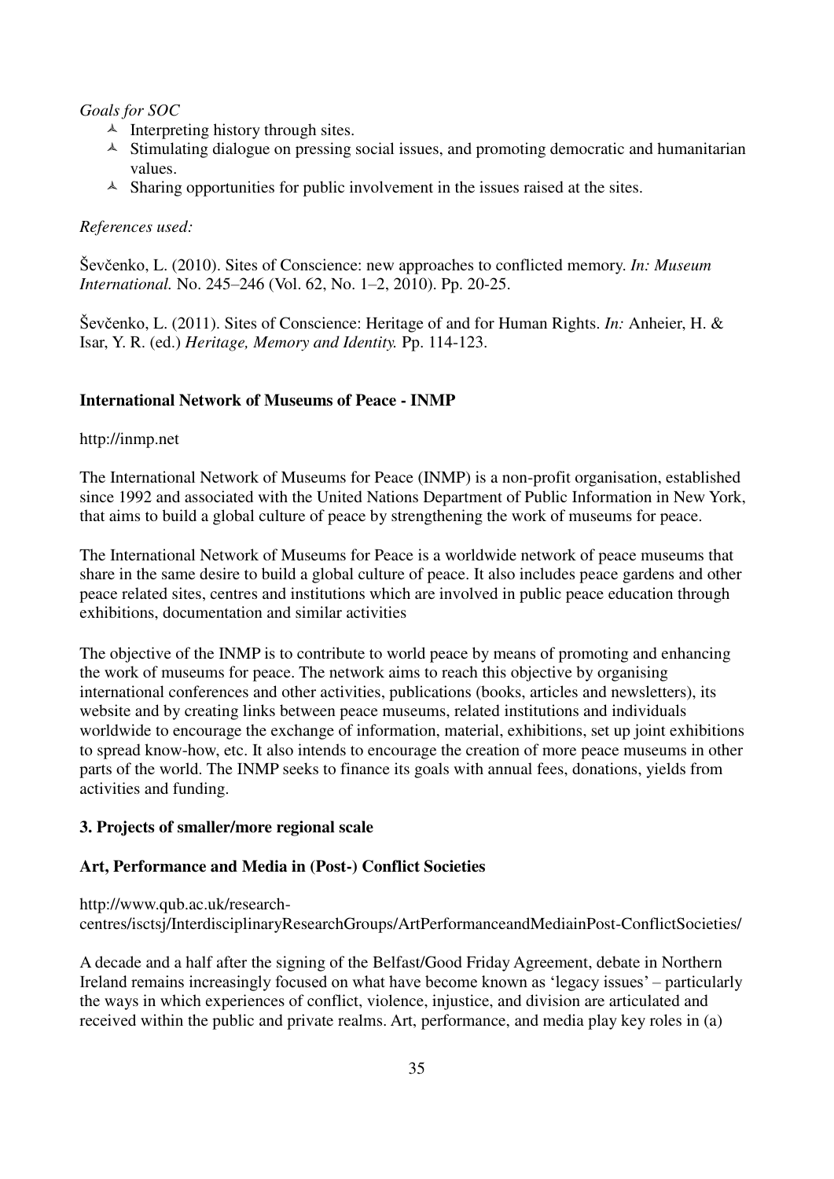*Goals for SOC*

- Interpreting history through sites.
- Stimulating dialogue on pressing social issues, and promoting democratic and humanitarian values.
- Sharing opportunities for public involvement in the issues raised at the sites.

*References used:*

Ševčenko, L. (2010). Sites of Conscience: new approaches to conflicted memory. *In: Museum International.* No. 245–246 (Vol. 62, No. 1–2, 2010). Pp. 20-25.

Ševčenko, L. (2011). Sites of Conscience: Heritage of and for Human Rights. *In:* Anheier, H. & Isar, Y. R. (ed.) *Heritage, Memory and Identity.* Pp. 114-123.

**International Network of Museums of Peace - INMP**

http://inmp.net

The International Network of Museums for Peace (INMP) is a non-profit organisation, established since 1992 and associated with the United Nations Department of Public Information in New York, that aims to build a global culture of peace by strengthening the work of museums for peace.

The International Network of Museums for Peace is a worldwide network of peace museums that share in the same desire to build a global culture of peace. It also includes peace gardens and other peace related sites, centres and institutions which are involved in public peace education through exhibitions, documentation and similar activities

The objective of the INMP is to contribute to world peace by means of promoting and enhancing the work of museums for peace. The network aims to reach this objective by organising international conferences and other activities, publications (books, articles and newsletters), its website and by creating links between peace museums, related institutions and individuals worldwide to encourage the exchange of information, material, exhibitions, set up joint exhibitions to spread know-how, etc. It also intends to encourage the creation of more peace museums in other parts of the world. The INMP seeks to finance its goals with annual fees, donations, yields from activities and funding.

**3. Projects of smaller/more regional scale**

**Art, Performance and Media in (Post-) Conflict Societies**

http://www.qub.ac.uk/research-centres/isctsj/InterdisciplinaryResearchGroups/ArtPerformanceandMediainPost-ConflictSocieties/

A decade and a half after the signing of the Belfast/Good Friday Agreement, debate in Northern Ireland remains increasingly focused on what have become known as 'legacy issues' – particularly the ways in which experiences of conflict, violence, injustice, and division are articulated and received within the public and private realms. Art, performance, and media play key roles in (a)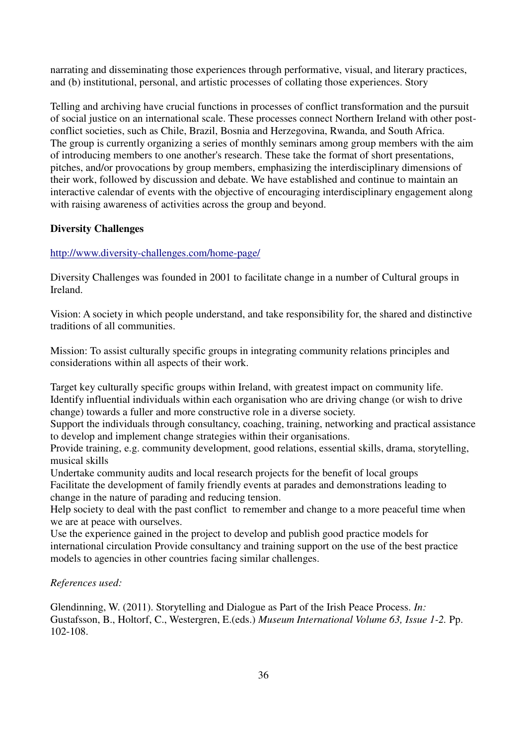narrating and disseminating those experiences through performative, visual, and literary practices, and (b) institutional, personal, and artistic processes of collating those experiences. Story

Telling and archiving have crucial functions in processes of conflict transformation and the pursuit of social justice on an international scale. These processes connect Northern Ireland with other post-conflict societies, such as Chile, Brazil, Bosnia and Herzegovina, Rwanda, and South Africa. The group is currently organizing a series of monthly seminars among group members with the aim of introducing members to one another's research. These take the format of short presentations, pitches, and/or provocations by group members, emphasizing the interdisciplinary dimensions of their work, followed by discussion and debate. We have established and continue to maintain an interactive calendar of events with the objective of encouraging interdisciplinary engagement along with raising awareness of activities across the group and beyond.

**Diversity Challenges**

http://www.diversity-challenges.com/home-page/

Diversity Challenges was founded in 2001 to facilitate change in a number of Cultural groups in Ireland.

Vision: A society in which people understand, and take responsibility for, the shared and distinctive traditions of all communities.

Mission: To assist culturally specific groups in integrating community relations principles and considerations within all aspects of their work.

Target key culturally specific groups within Ireland, with greatest impact on community life.
Identify influential individuals within each organisation who are driving change (or wish to drive change) towards a fuller and more constructive role in a diverse society.
Support the individuals through consultancy, coaching, training, networking and practical assistance to develop and implement change strategies within their organisations.
Provide training, e.g. community development, good relations, essential skills, drama, storytelling, musical skills
Undertake community audits and local research projects for the benefit of local groups
Facilitate the development of family friendly events at parades and demonstrations leading to change in the nature of parading and reducing tension.
Help society to deal with the past conflict to remember and change to a more peaceful time when we are at peace with ourselves.
Use the experience gained in the project to develop and publish good practice models for international circulation Provide consultancy and training support on the use of the best practice models to agencies in other countries facing similar challenges.

*References used:*

Glendinning, W. (2011). Storytelling and Dialogue as Part of the Irish Peace Process. *In:* Gustafsson, B., Holtorf, C., Westergren, E.(eds.) *Museum International Volume 63, Issue 1-2.* Pp. 102-108.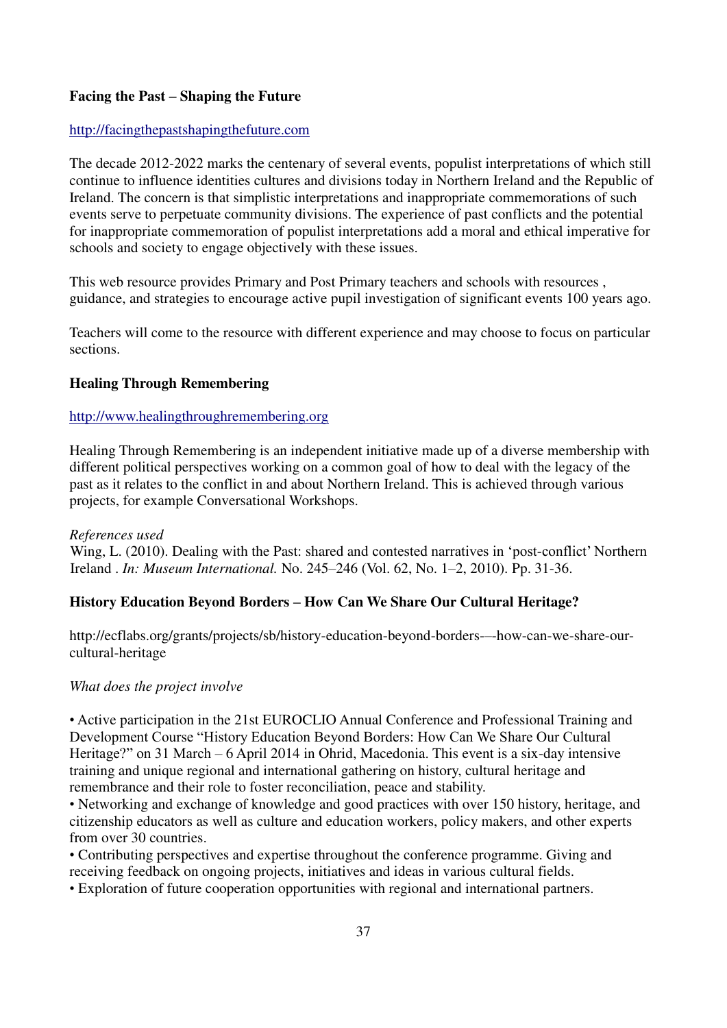**Facing the Past – Shaping the Future**

http://facingthepastshapingthefuture.com

The decade 2012-2022 marks the centenary of several events, populist interpretations of which still continue to influence identities cultures and divisions today in Northern Ireland and the Republic of Ireland. The concern is that simplistic interpretations and inappropriate commemorations of such events serve to perpetuate community divisions. The experience of past conflicts and the potential for inappropriate commemoration of populist interpretations add a moral and ethical imperative for schools and society to engage objectively with these issues.

This web resource provides Primary and Post Primary teachers and schools with resources , guidance, and strategies to encourage active pupil investigation of significant events 100 years ago.

Teachers will come to the resource with different experience and may choose to focus on particular sections.

**Healing Through Remembering**

http://www.healingthroughremembering.org

Healing Through Remembering is an independent initiative made up of a diverse membership with different political perspectives working on a common goal of how to deal with the legacy of the past as it relates to the conflict in and about Northern Ireland. This is achieved through various projects, for example Conversational Workshops.

*References used*
Wing, L. (2010). Dealing with the Past: shared and contested narratives in 'post-conflict' Northern Ireland . *In: Museum International.* No. 245–246 (Vol. 62, No. 1–2, 2010). Pp. 31-36.

**History Education Beyond Borders – How Can We Share Our Cultural Heritage?**

http://ecflabs.org/grants/projects/sb/history-education-beyond-borders-—-how-can-we-share-our-cultural-heritage

*What does the project involve*

- Active participation in the 21st EUROCLIO Annual Conference and Professional Training and Development Course "History Education Beyond Borders: How Can We Share Our Cultural Heritage?" on 31 March – 6 April 2014 in Ohrid, Macedonia. This event is a six-day intensive training and unique regional and international gathering on history, cultural heritage and remembrance and their role to foster reconciliation, peace and stability.
- Networking and exchange of knowledge and good practices with over 150 history, heritage, and citizenship educators as well as culture and education workers, policy makers, and other experts from over 30 countries.
- Contributing perspectives and expertise throughout the conference programme. Giving and receiving feedback on ongoing projects, initiatives and ideas in various cultural fields.
- Exploration of future cooperation opportunities with regional and international partners.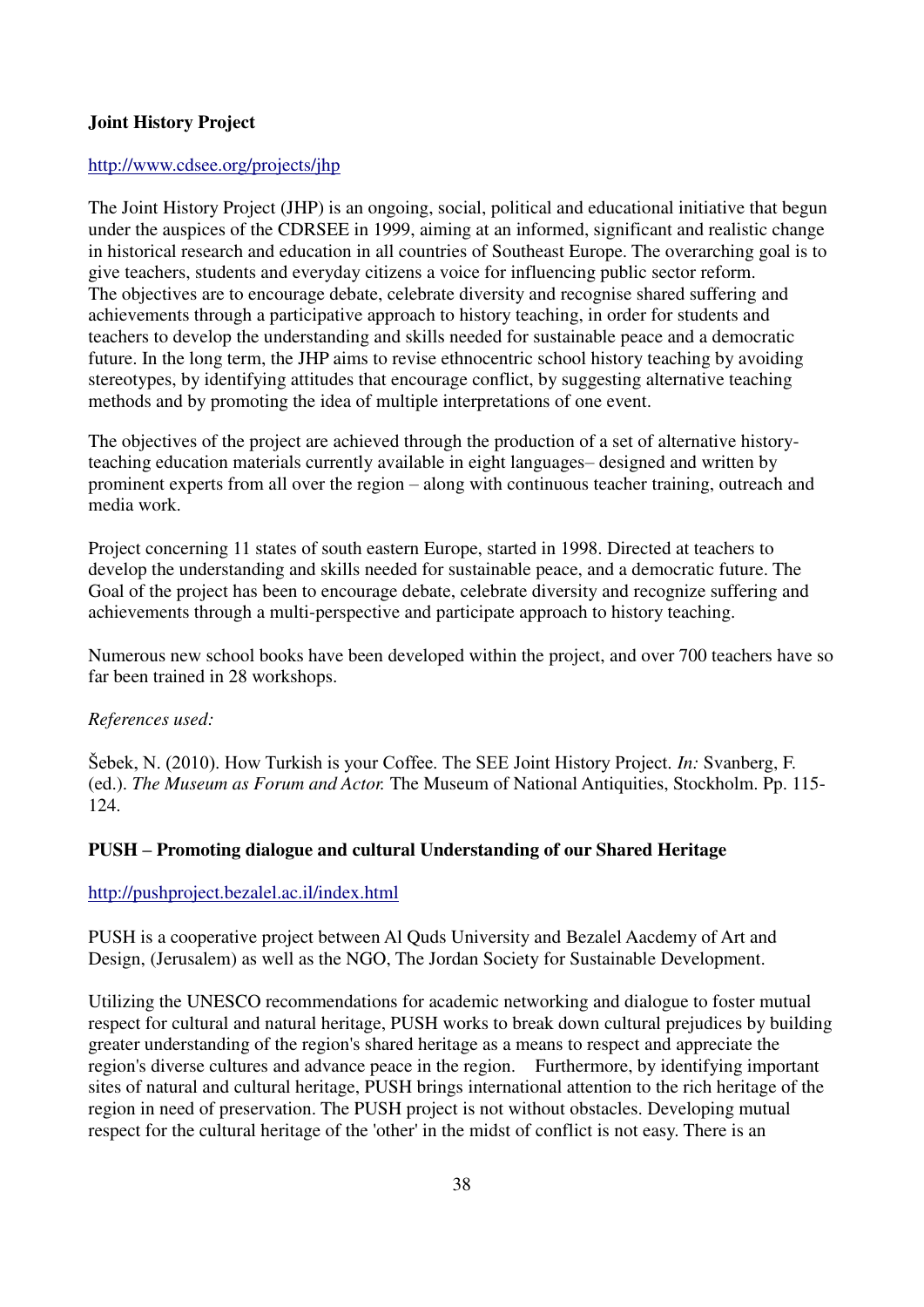**Joint History Project**

http://www.cdsee.org/projects/jhp

The Joint History Project (JHP) is an ongoing, social, political and educational initiative that begun under the auspices of the CDRSEE in 1999, aiming at an informed, significant and realistic change in historical research and education in all countries of Southeast Europe. The overarching goal is to give teachers, students and everyday citizens a voice for influencing public sector reform. The objectives are to encourage debate, celebrate diversity and recognise shared suffering and achievements through a participative approach to history teaching, in order for students and teachers to develop the understanding and skills needed for sustainable peace and a democratic future. In the long term, the JHP aims to revise ethnocentric school history teaching by avoiding stereotypes, by identifying attitudes that encourage conflict, by suggesting alternative teaching methods and by promoting the idea of multiple interpretations of one event.

The objectives of the project are achieved through the production of a set of alternative history-teaching education materials currently available in eight languages– designed and written by prominent experts from all over the region – along with continuous teacher training, outreach and media work.

Project concerning 11 states of south eastern Europe, started in 1998. Directed at teachers to develop the understanding and skills needed for sustainable peace, and a democratic future. The Goal of the project has been to encourage debate, celebrate diversity and recognize suffering and achievements through a multi-perspective and participate approach to history teaching.

Numerous new school books have been developed within the project, and over 700 teachers have so far been trained in 28 workshops.

*References used:*

Šebek, N. (2010). How Turkish is your Coffee. The SEE Joint History Project. *In:* Svanberg, F. (ed.). *The Museum as Forum and Actor.* The Museum of National Antiquities, Stockholm. Pp. 115-124.

**PUSH – Promoting dialogue and cultural Understanding of our Shared Heritage**

http://pushproject.bezalel.ac.il/index.html

PUSH is a cooperative project between Al Quds University and Bezalel Aacdemy of Art and Design, (Jerusalem) as well as the NGO, The Jordan Society for Sustainable Development.

Utilizing the UNESCO recommendations for academic networking and dialogue to foster mutual respect for cultural and natural heritage, PUSH works to break down cultural prejudices by building greater understanding of the region's shared heritage as a means to respect and appreciate the region's diverse cultures and advance peace in the region. Furthermore, by identifying important sites of natural and cultural heritage, PUSH brings international attention to the rich heritage of the region in need of preservation. The PUSH project is not without obstacles. Developing mutual respect for the cultural heritage of the 'other' in the midst of conflict is not easy. There is an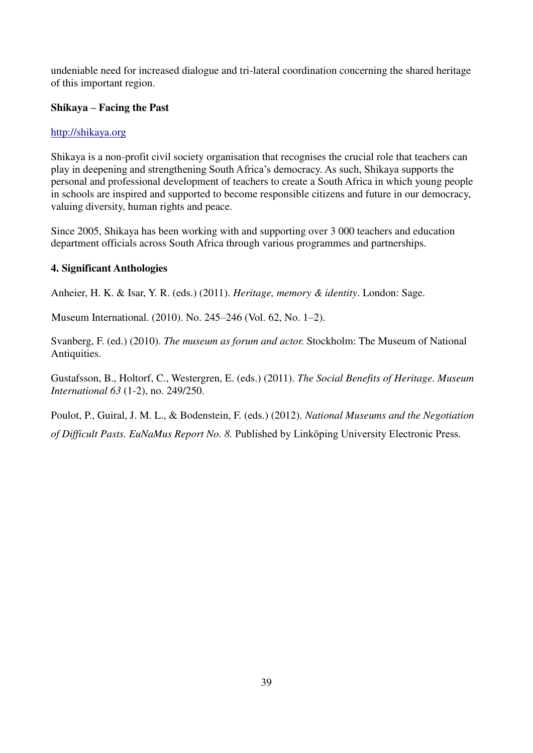undeniable need for increased dialogue and tri-lateral coordination concerning the shared heritage of this important region.

**Shikaya – Facing the Past**

http://shikaya.org

Shikaya is a non-profit civil society organisation that recognises the crucial role that teachers can play in deepening and strengthening South Africa's democracy. As such, Shikaya supports the personal and professional development of teachers to create a South Africa in which young people in schools are inspired and supported to become responsible citizens and future in our democracy, valuing diversity, human rights and peace.

Since 2005, Shikaya has been working with and supporting over 3 000 teachers and education department officials across South Africa through various programmes and partnerships.

## 4. Significant Anthologies

Anheier, H. K. & Isar, Y. R. (eds.) (2011). *Heritage, memory & identity*. London: Sage.

Museum International. (2010). No. 245–246 (Vol. 62, No. 1–2).

Svanberg, F. (ed.) (2010). *The museum as forum and actor.* Stockholm: The Museum of National Antiquities.

Gustafsson, B., Holtorf, C., Westergren, E. (eds.) (2011). *The Social Benefits of Heritage. Museum International 63* (1-2), no. 249/250.

Poulot, P., Guiral, J. M. L., & Bodenstein, F. (eds.) (2012). *National Museums and the Negotiation of Difficult Pasts. EuNaMus Report No. 8.* Published by Linköping University Electronic Press.